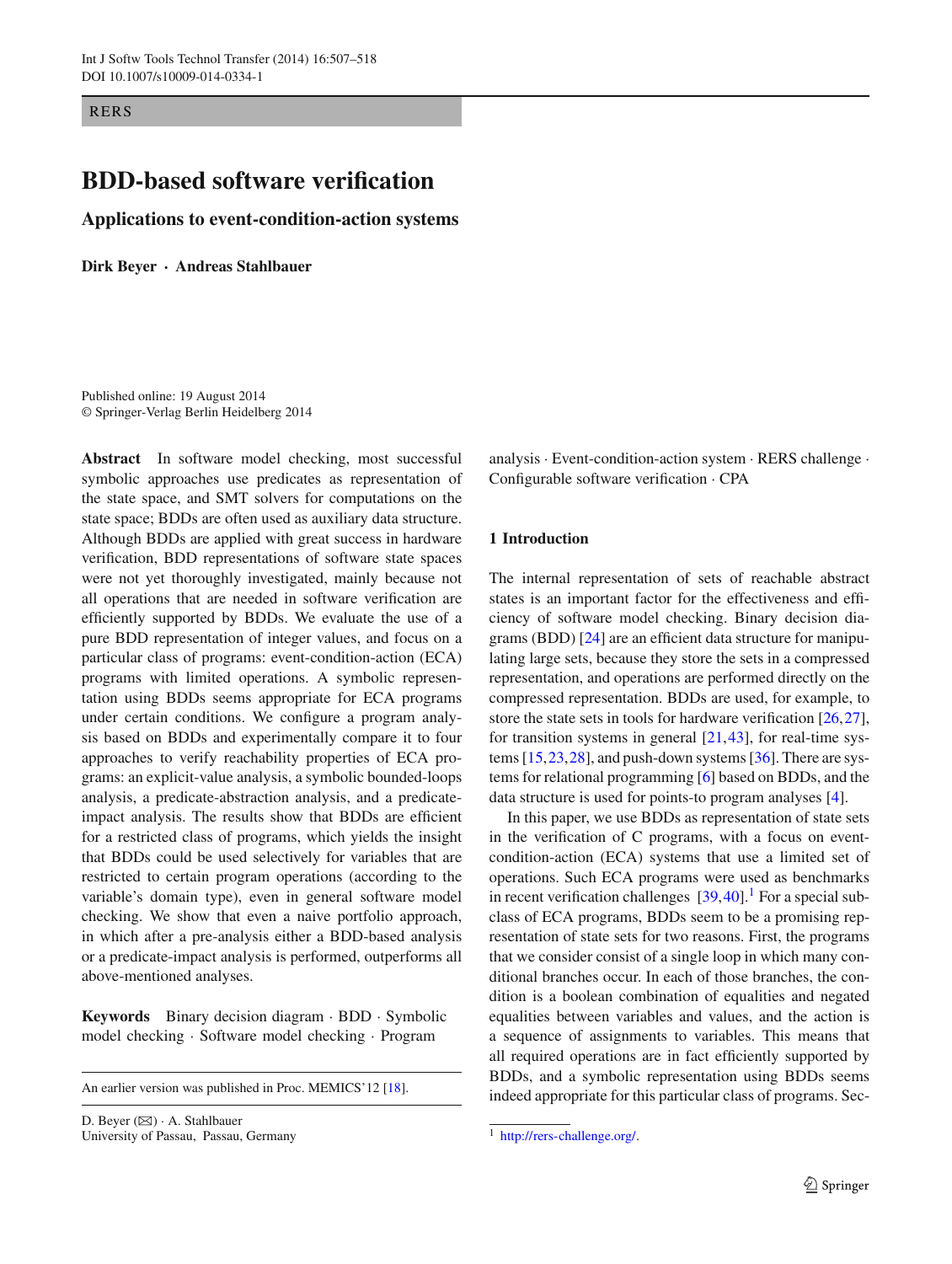RERS

# BDD-based software verification

## Applications to event-condition-action systems

**Dirk Beyer · Andreas Stahlbauer**

Published online: 19 August 2014
© Springer-Verlag Berlin Heidelberg 2014

**Abstract** In software model checking, most successful symbolic approaches use predicates as representation of the state space, and SMT solvers for computations on the state space; BDDs are often used as auxiliary data structure. Although BDDs are applied with great success in hardware verification, BDD representations of software state spaces were not yet thoroughly investigated, mainly because not all operations that are needed in software verification are efficiently supported by BDDs. We evaluate the use of a pure BDD representation of integer values, and focus on a particular class of programs: event-condition-action (ECA) programs with limited operations. A symbolic representation using BDDs seems appropriate for ECA programs under certain conditions. We configure a program analysis based on BDDs and experimentally compare it to four approaches to verify reachability properties of ECA programs: an explicit-value analysis, a symbolic bounded-loops analysis, a predicate-abstraction analysis, and a predicate-impact analysis. The results show that BDDs are efficient for a restricted class of programs, which yields the insight that BDDs could be used selectively for variables that are restricted to certain program operations (according to the variable's domain type), even in general software model checking. We show that even a naive portfolio approach, in which after a pre-analysis either a BDD-based analysis or a predicate-impact analysis is performed, outperforms all above-mentioned analyses.

**Keywords** Binary decision diagram · BDD · Symbolic model checking · Software model checking · Program analysis · Event-condition-action system · RERS challenge · Configurable software verification · CPA

An earlier version was published in Proc. MEMICS'12 [18].

D. Beyer (✉) · A. Stahlbauer
University of Passau, Passau, Germany

## 1 Introduction

The internal representation of sets of reachable abstract states is an important factor for the effectiveness and efficiency of software model checking. Binary decision diagrams (BDD) [24] are an efficient data structure for manipulating large sets, because they store the sets in a compressed representation, and operations are performed directly on the compressed representation. BDDs are used, for example, to store the state sets in tools for hardware verification [26,27], for transition systems in general [21,43], for real-time systems [15,23,28], and push-down systems [36]. There are systems for relational programming [6] based on BDDs, and the data structure is used for points-to program analyses [4].

In this paper, we use BDDs as representation of state sets in the verification of C programs, with a focus on event-condition-action (ECA) systems that use a limited set of operations. Such ECA programs were used as benchmarks in recent verification challenges [39,40].[1] For a special subclass of ECA programs, BDDs seem to be a promising representation of state sets for two reasons. First, the programs that we consider consist of a single loop in which many conditional branches occur. In each of those branches, the condition is a boolean combination of equalities and negated equalities between variables and values, and the action is a sequence of assignments to variables. This means that all required operations are in fact efficiently supported by BDDs, and a symbolic representation using BDDs seems indeed appropriate for this particular class of programs. Sec-

[1] http://rers-challenge.org/.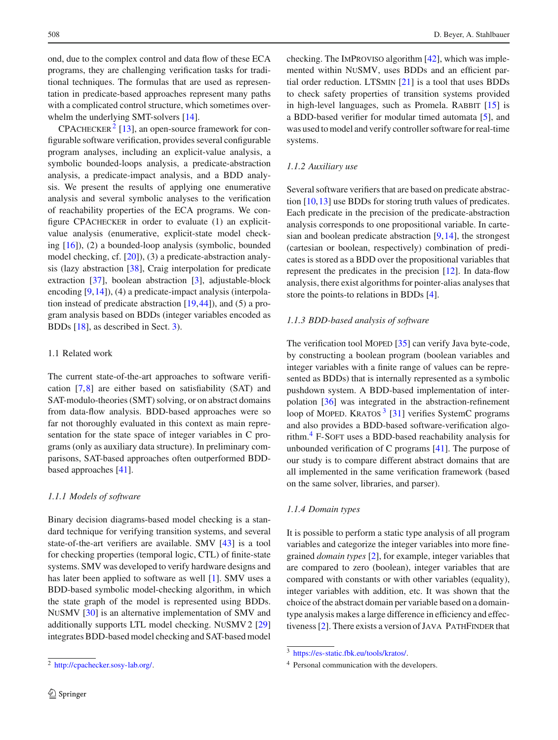ond, due to the complex control and data flow of these ECA programs, they are challenging verification tasks for traditional techniques. The formulas that are used as representation in predicate-based approaches represent many paths with a complicated control structure, which sometimes overwhelm the underlying SMT-solvers [14].

CPACHECKER[2] [13], an open-source framework for configurable software verification, provides several configurable program analyses, including an explicit-value analysis, a symbolic bounded-loops analysis, a predicate-abstraction analysis, a predicate-impact analysis, and a BDD analysis. We present the results of applying one enumerative analysis and several symbolic analyses to the verification of reachability properties of the ECA programs. We configure CPACHECKER in order to evaluate (1) an explicit-value analysis (enumerative, explicit-state model checking [16]), (2) a bounded-loop analysis (symbolic, bounded model checking, cf. [20]), (3) a predicate-abstraction analysis (lazy abstraction [38], Craig interpolation for predicate extraction [37], boolean abstraction [3], adjustable-block encoding [9,14]), (4) a predicate-impact analysis (interpolation instead of predicate abstraction [19,44]), and (5) a program analysis based on BDDs (integer variables encoded as BDDs [18], as described in Sect. 3).

## 1.1 Related work

The current state-of-the-art approaches to software verification [7,8] are either based on satisfiability (SAT) and SAT-modulo-theories (SMT) solving, or on abstract domains from data-flow analysis. BDD-based approaches were so far not thoroughly evaluated in this context as main representation for the state space of integer variables in C programs (only as auxiliary data structure). In preliminary comparisons, SAT-based approaches often outperformed BDD-based approaches [41].

### *1.1.1 Models of software*

Binary decision diagrams-based model checking is a standard technique for verifying transition systems, and several state-of-the-art verifiers are available. SMV [43] is a tool for checking properties (temporal logic, CTL) of finite-state systems. SMV was developed to verify hardware designs and has later been applied to software as well [1]. SMV uses a BDD-based symbolic model-checking algorithm, in which the state graph of the model is represented using BDDs. NUSMV [30] is an alternative implementation of SMV and additionally supports LTL model checking. NUSMV 2 [29] integrates BDD-based model checking and SAT-based model checking. The IMPROVISO algorithm [42], which was implemented within NUSMV, uses BDDs and an efficient partial order reduction. LTSMIN [21] is a tool that uses BDDs to check safety properties of transition systems provided in high-level languages, such as Promela. RABBIT [15] is a BDD-based verifier for modular timed automata [5], and was used to model and verify controller software for real-time systems.

### *1.1.2 Auxiliary use*

Several software verifiers that are based on predicate abstraction [10,13] use BDDs for storing truth values of predicates. Each predicate in the precision of the predicate-abstraction analysis corresponds to one propositional variable. In cartesian and boolean predicate abstraction [9,14], the strongest (cartesian or boolean, respectively) combination of predicates is stored as a BDD over the propositional variables that represent the predicates in the precision [12]. In data-flow analysis, there exist algorithms for pointer-alias analyses that store the points-to relations in BDDs [4].

### *1.1.3 BDD-based analysis of software*

The verification tool MOPED [35] can verify Java byte-code, by constructing a boolean program (boolean variables and integer variables with a finite range of values can be represented as BDDs) that is internally represented as a symbolic pushdown system. A BDD-based implementation of interpolation [36] was integrated in the abstraction-refinement loop of MOPED. KRATOS[3] [31] verifies SystemC programs and also provides a BDD-based software-verification algorithm.[4] F-SOFT uses a BDD-based reachability analysis for unbounded verification of C programs [41]. The purpose of our study is to compare different abstract domains that are all implemented in the same verification framework (based on the same solver, libraries, and parser).

### *1.1.4 Domain types*

It is possible to perform a static type analysis of all program variables and categorize the integer variables into more fine-grained *domain types* [2], for example, integer variables that are compared to zero (boolean), integer variables that are compared with constants or with other variables (equality), integer variables with addition, etc. It was shown that the choice of the abstract domain per variable based on a domain-type analysis makes a large difference in efficiency and effectiveness [2]. There exists a version of JAVA PATHFINDER that

---

[2] http://cpachecker.sosy-lab.org/.

[3] https://es-static.fbk.eu/tools/kratos/.

[4] Personal communication with the developers.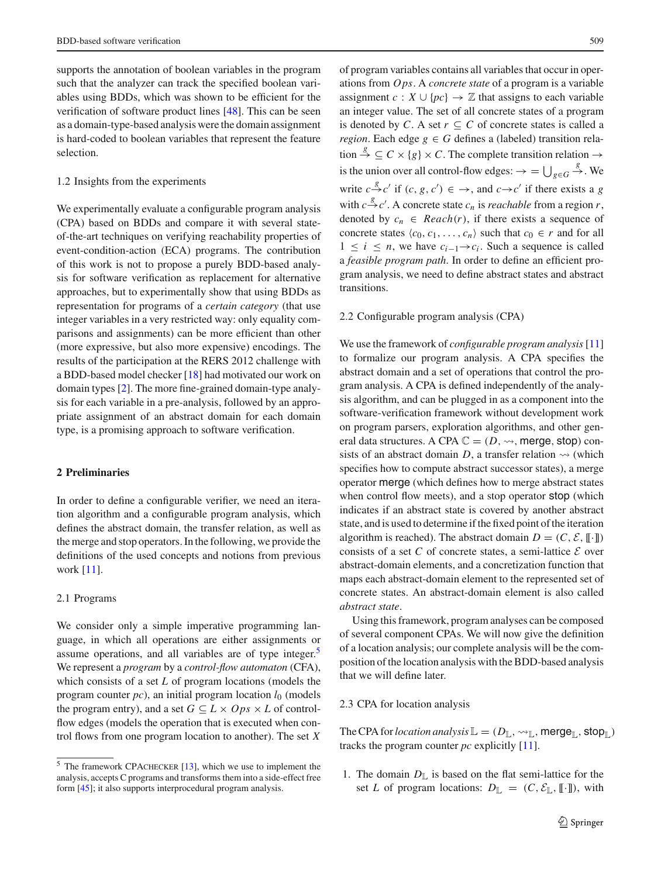supports the annotation of boolean variables in the program such that the analyzer can track the specified boolean variables using BDDs, which was shown to be efficient for the verification of software product lines [48]. This can be seen as a domain-type-based analysis were the domain assignment is hard-coded to boolean variables that represent the feature selection.

### 1.2 Insights from the experiments

We experimentally evaluate a configurable program analysis (CPA) based on BDDs and compare it with several state-of-the-art techniques on verifying reachability properties of event-condition-action (ECA) programs. The contribution of this work is not to propose a purely BDD-based analysis for software verification as replacement for alternative approaches, but to experimentally show that using BDDs as representation for programs of a *certain category* (that use integer variables in a very restricted way: only equality comparisons and assignments) can be more efficient than other (more expressive, but also more expensive) encodings. The results of the participation at the RERS 2012 challenge with a BDD-based model checker [18] had motivated our work on domain types [2]. The more fine-grained domain-type analysis for each variable in a pre-analysis, followed by an appropriate assignment of an abstract domain for each domain type, is a promising approach to software verification.

## 2 Preliminaries

In order to define a configurable verifier, we need an iteration algorithm and a configurable program analysis, which defines the abstract domain, the transfer relation, as well as the merge and stop operators. In the following, we provide the definitions of the used concepts and notions from previous work [11].

### 2.1 Programs

We consider only a simple imperative programming language, in which all operations are either assignments or assume operations, and all variables are of type integer.[5] We represent a *program* by a *control-flow automaton* (CFA), which consists of a set $L$ of program locations (models the program counter $pc$), an initial program location $l_0$ (models the program entry), and a set $G \subseteq L \times Ops \times L$ of control-flow edges (models the operation that is executed when control flows from one program location to another). The set $X$ of program variables contains all variables that occur in operations from $Ops$. A *concrete state* of a program is a variable assignment $c : X \cup \{pc\} \rightarrow \mathbb{Z}$ that assigns to each variable an integer value. The set of all concrete states of a program is denoted by $C$. A set $r \subseteq C$ of concrete states is called a *region*. Each edge $g \in G$ defines a (labeled) transition relation $\overset{g}{\rightarrow} \subseteq C \times \{g\} \times C$. The complete transition relation $\rightarrow$ is the union over all control-flow edges: $\rightarrow = \bigcup_{g \in G} \overset{g}{\rightarrow}$. We write $c \overset{g}{\rightarrow} c'$ if $(c, g, c') \in \rightarrow$, and $c \rightarrow c'$ if there exists a $g$ with $c \overset{g}{\rightarrow} c'$. A concrete state $c_n$ is *reachable* from a region $r$, denoted by $c_n \in Reach(r)$, if there exists a sequence of concrete states $\langle c_0, c_1, \ldots, c_n \rangle$ such that $c_0 \in r$ and for all $1 \leq i \leq n$, we have $c_{i-1} \rightarrow c_i$. Such a sequence is called a *feasible program path*. In order to define an efficient program analysis, we need to define abstract states and abstract transitions.

### 2.2 Configurable program analysis (CPA)

We use the framework of *configurable program analysis* [11] to formalize our program analysis. A CPA specifies the abstract domain and a set of operations that control the program analysis. A CPA is defined independently of the analysis algorithm, and can be plugged in as a component into the software-verification framework without development work on program parsers, exploration algorithms, and other general data structures. A CPA $\mathbb{C} = (D, \rightsquigarrow, \mathsf{merge}, \mathsf{stop})$ consists of an abstract domain $D$, a transfer relation $\rightsquigarrow$ (which specifies how to compute abstract successor states), a merge operator merge (which defines how to merge abstract states when control flow meets), and a stop operator stop (which indicates if an abstract state is covered by another abstract state, and is used to determine if the fixed point of the iteration algorithm is reached). The abstract domain $D = (C, \mathcal{E}, [\![\cdot]\!])$ consists of a set $C$ of concrete states, a semi-lattice $\mathcal{E}$ over abstract-domain elements, and a concretization function that maps each abstract-domain element to the represented set of concrete state. An abstract-domain element is also called *abstract state*.

Using this framework, program analyses can be composed of several component CPAs. We will now give the definition of a location analysis; our complete analysis will be the composition of the location analysis with the BDD-based analysis that we will define later.

### 2.3 CPA for location analysis

The CPA for *location analysis* $\mathbb{L} = (D_{\mathbb{L}}, \rightsquigarrow_{\mathbb{L}}, \mathsf{merge}_{\mathbb{L}}, \mathsf{stop}_{\mathbb{L}})$ tracks the program counter $pc$ explicitly [11].

1. The domain $D_{\mathbb{L}}$ is based on the flat semi-lattice for the set $L$ of program locations: $D_{\mathbb{L}} = (C, \mathcal{E}_{\mathbb{L}}, [\![\cdot]\!])$, with

[5] The framework CPACHECKER [13], which we use to implement the analysis, accepts C programs and transforms them into a side-effect free form [45]; it also supports interprocedural program analysis.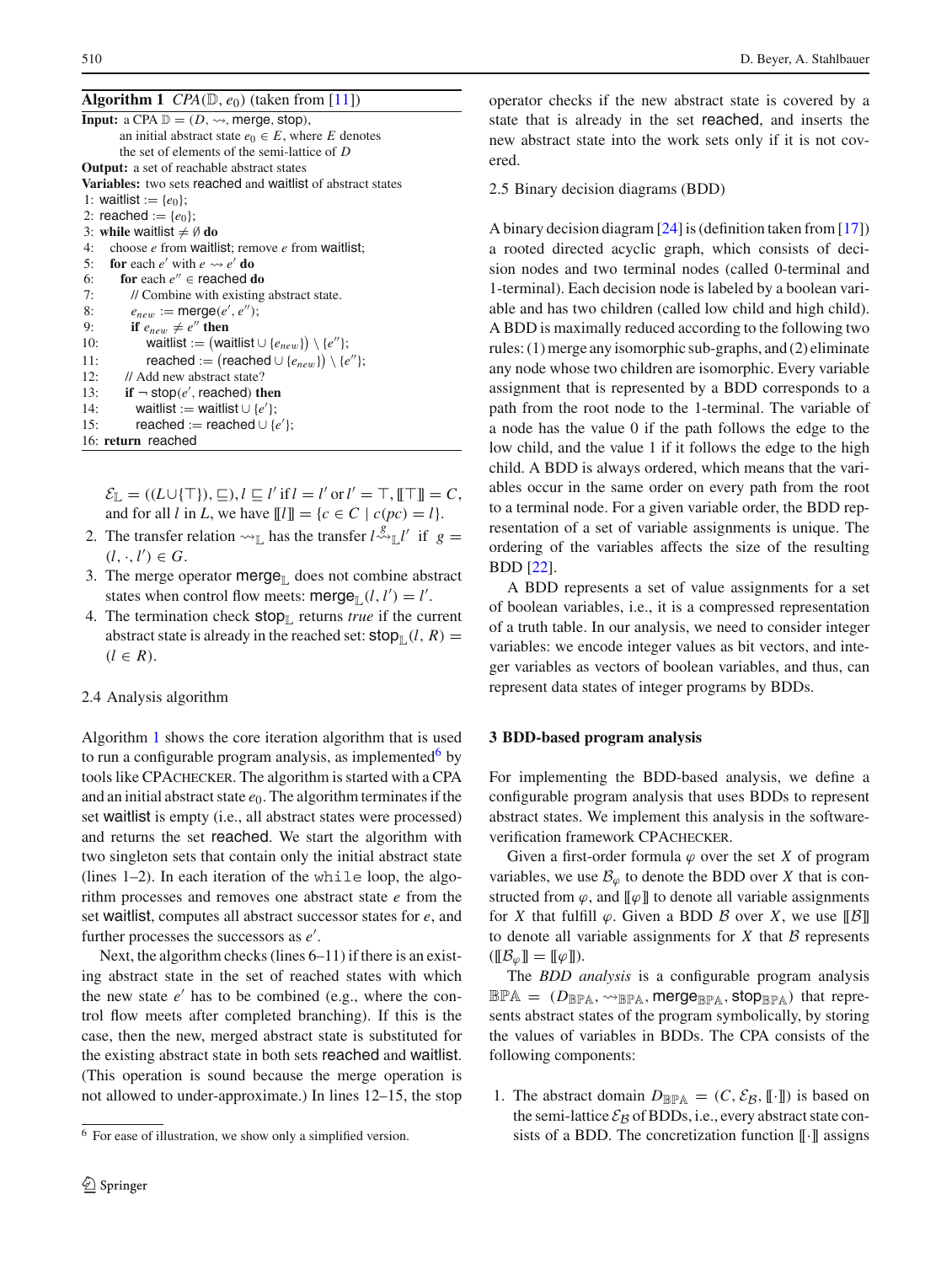**Algorithm 1** $CPA(\mathbb{D}, e_0)$ (taken from [11])

**Input:** a CPA $\mathbb{D} = (D, \rightsquigarrow, \mathsf{merge}, \mathsf{stop})$,
an initial abstract state $e_0 \in E$, where $E$ denotes the set of elements of the semi-lattice of $D$

**Output:** a set of reachable abstract states

**Variables:** two sets reached and waitlist of abstract states

```
1: waitlist := {e0};
2: reached := {e0};
3: while waitlist ≠ ∅ do
4:   choose e from waitlist; remove e from waitlist;
5:   for each e' with e ⇝ e' do
6:     for each e'' ∈ reached do
7:       // Combine with existing abstract state.
8:       e_new := merge(e', e'');
9:       if e_new ≠ e'' then
10:        waitlist := (waitlist ∪ {e_new}) \ {e''};
11:        reached := (reached ∪ {e_new}) \ {e''};
12:    // Add new abstract state?
13:    if ¬ stop(e', reached) then
14:      waitlist := waitlist ∪ {e'};
15:      reached := reached ∪ {e'};
16: return reached
```

$\mathcal{E}_{\mathbb{L}} = ((L \cup \{\top\}), \sqsubseteq), l \sqsubseteq l'$ if $l = l'$ or $l' = \top$, $[\![\top]\!] = C$, and for all $l$ in $L$, we have $[\![l]\!] = \{c \in C \mid c(pc) = l\}$.

2. The transfer relation $\rightsquigarrow_{\mathbb{L}}$ has the transfer $l \overset{g}{\rightsquigarrow}_{\mathbb{L}} l'$ if $g = (l, \cdot, l') \in G$.
3. The merge operator $\mathsf{merge}_{\mathbb{L}}$ does not combine abstract states when control flow meets: $\mathsf{merge}_{\mathbb{L}}(l, l') = l'$.
4. The termination check $\mathsf{stop}_{\mathbb{L}}$ returns *true* if the current abstract state is already in the reached set: $\mathsf{stop}_{\mathbb{L}}(l, R) = (l \in R)$.

### 2.4 Analysis algorithm

Algorithm 1 shows the core iteration algorithm that is used to run a configurable program analysis, as implemented[6] by tools like CPAchecker. The algorithm is started with a CPA and an initial abstract state $e_0$. The algorithm terminates if the set waitlist is empty (i.e., all abstract states were processed) and returns the set reached. We start the algorithm with two singleton sets that contain only the initial abstract state (lines 1–2). In each iteration of the `while` loop, the algorithm processes and removes one abstract state $e$ from the set waitlist, computes all abstract successor states for $e$, and further processes the successors as $e'$.

Next, the algorithm checks (lines 6–11) if there is an existing abstract state in the set of reached states with which the new state $e'$ has to be combined (e.g., where the control flow meets after completed branching). If this is the case, then the new, merged abstract state is substituted for the existing abstract state in both sets reached and waitlist. (This operation is sound because the merge operation is not allowed to under-approximate.) In lines 12–15, the stop operator checks if the new abstract state is covered by a state that is already in the set reached, and inserts the new abstract state into the work sets only if it is not covered.

[6] For ease of illustration, we show only a simplified version.

### 2.5 Binary decision diagrams (BDD)

A binary decision diagram [24] is (definition taken from [17]) a rooted directed acyclic graph, which consists of decision nodes and two terminal nodes (called 0-terminal and 1-terminal). Each decision node is labeled by a boolean variable and has two children (called low child and high child). A BDD is maximally reduced according to the following two rules: (1) merge any isomorphic sub-graphs, and (2) eliminate any node whose two children are isomorphic. Every variable assignment that is represented by a BDD corresponds to a path from the root node to the 1-terminal. The variable of a node has the value 0 if the path follows the edge to the low child, and the value 1 if it follows the edge to the high child. A BDD is always ordered, which means that the variables occur in the same order on every path from the root to a terminal node. For a given variable order, the BDD representation of a set of variable assignments is unique. The ordering of the variables affects the size of the resulting BDD [22].

A BDD represents a set of value assignments for a set of boolean variables, i.e., it is a compressed representation of a truth table. In our analysis, we need to consider integer variables: we encode integer values as bit vectors, and integer variables as vectors of boolean variables, and thus, can represent data states of integer programs by BDDs.

## 3 BDD-based program analysis

For implementing the BDD-based analysis, we define a configurable program analysis that uses BDDs to represent abstract states. We implement this analysis in the software-verification framework CPAchecker.

Given a first-order formula $\varphi$ over the set $X$ of program variables, we use $\mathcal{B}_\varphi$ to denote the BDD over $X$ that is constructed from $\varphi$, and $[\![\varphi]\!]$ to denote all variable assignments for $X$ that fulfill $\varphi$. Given a BDD $\mathcal{B}$ over $X$, we use $[\![\mathcal{B}]\!]$ to denote all variable assignments for $X$ that $\mathcal{B}$ represents ($[\![\mathcal{B}_\varphi]\!] = [\![\varphi]\!]$).

The *BDD analysis* is a configurable program analysis $\mathbb{BPA} = (D_{\mathbb{BPA}}, \rightsquigarrow_{\mathbb{BPA}}, \mathsf{merge}_{\mathbb{BPA}}, \mathsf{stop}_{\mathbb{BPA}})$ that represents abstract states of the program symbolically, by storing the values of variables in BDDs. The CPA consists of the following components:

1. The abstract domain $D_{\mathbb{BPA}} = (C, \mathcal{E}_{\mathcal{B}}, [\![\cdot]\!])$ is based on the semi-lattice $\mathcal{E}_{\mathcal{B}}$ of BDDs, i.e., every abstract state consists of a BDD. The concretization function $[\![\cdot]\!]$ assigns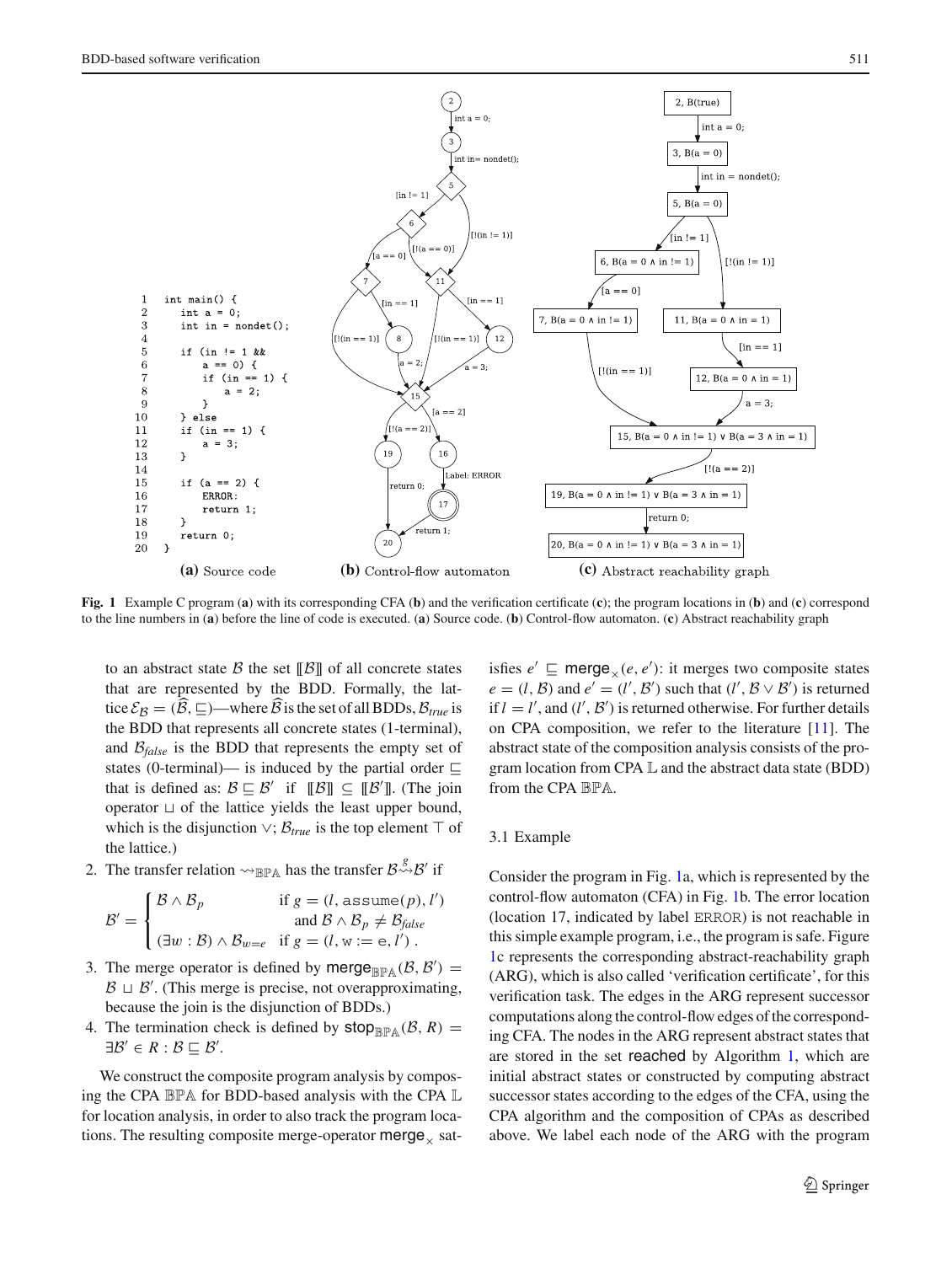```
1   int main() {
2       int a = 0;
3       int in = nondet();
4
5       if (in != 1 &&
6           a == 0) {
7           if (in == 1) {
8               a = 2;
9           }
10      } else
11      if (in == 1) {
12          a = 3;
13      }
14
15      if (a == 2) {
16          ERROR:
17          return 1;
18      }
19      return 0;
20  }
```

**(a)** Source code **(b)** Control-flow automaton **(c)** Abstract reachability graph

**Fig. 1** Example C program (**a**) with its corresponding CFA (**b**) and the verification certificate (**c**); the program locations in (**b**) and (**c**) correspond to the line numbers in (**a**) before the line of code is executed. (**a**) Source code. (**b**) Control-flow automaton. (**c**) Abstract reachability graph

to an abstract state $\mathcal{B}$ the set $[\![\mathcal{B}]\!]$ of all concrete states that are represented by the BDD. Formally, the lattice $\mathcal{E}_{\mathcal{B}} = (\widehat{\mathcal{B}}, \sqsubseteq)$—where $\widehat{\mathcal{B}}$ is the set of all BDDs, $\mathcal{B}_{true}$ is the BDD that represents all concrete states (1-terminal), and $\mathcal{B}_{false}$ is the BDD that represents the empty set of states (0-terminal)— is induced by the partial order $\sqsubseteq$ that is defined as: $\mathcal{B} \sqsubseteq \mathcal{B}'$ if $[\![\mathcal{B}]\!] \subseteq [\![\mathcal{B}']\!]$. (The join operator $\sqcup$ of the lattice yields the least upper bound, which is the disjunction $\vee$; $\mathcal{B}_{true}$ is the top element $\top$ of the lattice.)

2. The transfer relation $\rightsquigarrow_{\mathbb{BPA}}$ has the transfer $\mathcal{B} \overset{g}{\rightsquigarrow} \mathcal{B}'$ if

$$\mathcal{B}' = \begin{cases} \mathcal{B} \wedge \mathcal{B}_p & \text{if } g = (l, \texttt{assume}(p), l') \\ & \text{and } \mathcal{B} \wedge \mathcal{B}_p \neq \mathcal{B}_{false} \\ (\exists w : \mathcal{B}) \wedge \mathcal{B}_{w=e} & \text{if } g = (l, \texttt{w := e}, l') \,. \end{cases}$$

3. The merge operator is defined by $\mathsf{merge}_{\mathbb{BPA}}(\mathcal{B}, \mathcal{B}') = \mathcal{B} \sqcup \mathcal{B}'$. (This merge is precise, not overapproximating, because the join is the disjunction of BDDs.)
4. The termination check is defined by $\mathsf{stop}_{\mathbb{BPA}}(\mathcal{B}, R) = \exists \mathcal{B}' \in R : \mathcal{B} \sqsubseteq \mathcal{B}'$.

We construct the composite program analysis by composing the CPA $\mathbb{BPA}$ for BDD-based analysis with the CPA $\mathbb{L}$ for location analysis, in order to also track the program locations. The resulting composite merge-operator $\mathsf{merge}_{\times}$ satisfies $e' \sqsubseteq \mathsf{merge}_{\times}(e, e')$: it merges two composite states $e = (l, \mathcal{B})$ and $e' = (l', \mathcal{B}')$ such that $(l', \mathcal{B} \vee \mathcal{B}')$ is returned if $l = l'$, and $(l', \mathcal{B}')$ is returned otherwise. For further details on CPA composition, we refer to the literature [11]. The abstract state of the composition analysis consists of the program location from CPA $\mathbb{L}$ and the abstract data state (BDD) from the CPA $\mathbb{BPA}$.

### 3.1 Example

Consider the program in Fig. 1a, which is represented by the control-flow automaton (CFA) in Fig. 1b. The error location (location 17, indicated by label ERROR) is not reachable in this simple example program, i.e., the program is safe. Figure 1c represents the corresponding abstract-reachability graph (ARG), which is also called 'verification certificate', for this verification task. The edges in the ARG represent successor computations along the control-flow edges of the corresponding CFA. The nodes in the ARG represent abstract states that are stored in the set reached by Algorithm 1, which are initial abstract states or constructed by computing abstract successor states according to the edges of the CFA, using the CPA algorithm and the composition of CPAs as described above. We label each node of the ARG with the program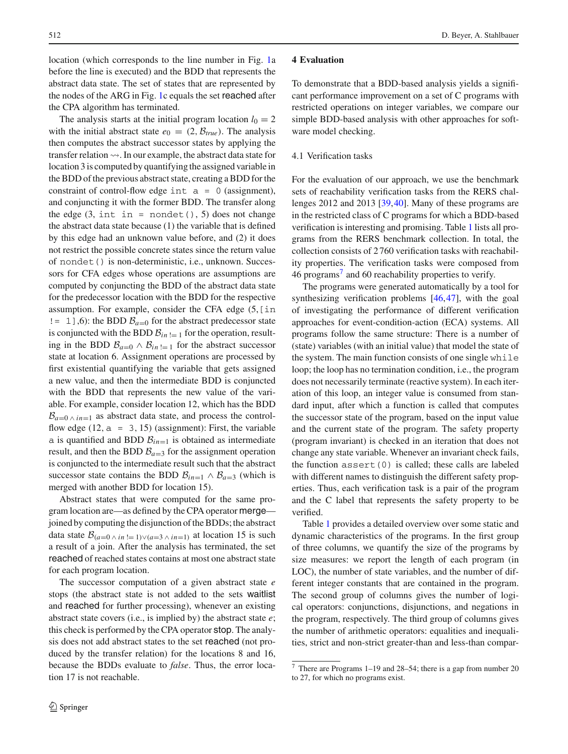location (which corresponds to the line number in Fig. 1a before the line is executed) and the BDD that represents the abstract data state. The set of states that are represented by the nodes of the ARG in Fig. 1c equals the set reached after the CPA algorithm has terminated.

The analysis starts at the initial program location $l_0 = 2$ with the initial abstract state $e_0 = (2, \mathcal{B}_{true})$. The analysis then computes the abstract successor states by applying the transfer relation $\rightsquigarrow$. In our example, the abstract data state for location 3 is computed by quantifying the assigned variable in the BDD of the previous abstract state, creating a BDD for the constraint of control-flow edge `int a = 0` (assignment), and conjuncting it with the former BDD. The transfer along the edge (3, `int in = nondet()`, 5) does not change the abstract data state because (1) the variable that is defined by this edge had an unknown value before, and (2) it does not restrict the possible concrete states since the return value of `nondet()` is non-deterministic, i.e., unknown. Successors for CFA edges whose operations are assumptions are computed by conjuncting the BDD of the abstract data state for the predecessor location with the BDD for the respective assumption. For example, consider the CFA edge (5,`[in != 1]`,6): the BDD $\mathcal{B}_{a=0}$ for the abstract predecessor state is conjuncted with the BDD $\mathcal{B}_{in\,!=1}$ for the operation, resulting in the BDD $\mathcal{B}_{a=0} \wedge \mathcal{B}_{in\,!=1}$ for the abstract successor state at location 6. Assignment operations are processed by first existential quantifying the variable that gets assigned a new value, and then the intermediate BDD is conjuncted with the BDD that represents the new value of the variable. For example, consider location 12, which has the BDD $\mathcal{B}_{a=0\,\wedge\,in=1}$ as abstract data state, and process the control-flow edge (12, `a = 3`, 15) (assignment): First, the variable `a` is quantified and BDD $\mathcal{B}_{in=1}$ is obtained as intermediate result, and then the BDD $\mathcal{B}_{a=3}$ for the assignment operation is conjuncted to the intermediate result such that the abstract successor state contains the BDD $\mathcal{B}_{in=1} \wedge \mathcal{B}_{a=3}$ (which is merged with another BDD for location 15).

Abstract states that were computed for the same program location are—as defined by the CPA operator merge—joined by computing the disjunction of the BDDs; the abstract data state $\mathcal{B}_{(a=0\,\wedge\,in\,!=1)\vee(a=3\,\wedge\,in=1)}$ at location 15 is such a result of a join. After the analysis has terminated, the set reached of reached states contains at most one abstract state for each program location.

The successor computation of a given abstract state $e$ stops (the abstract state is not added to the sets waitlist and reached for further processing), whenever an existing abstract state covers (i.e., is implied by) the abstract state $e$; this check is performed by the CPA operator stop. The analysis does not add abstract states to the set reached (not produced by the transfer relation) for the locations 8 and 16, because the BDDs evaluate to *false*. Thus, the error location 17 is not reachable.

## 4 Evaluation

To demonstrate that a BDD-based analysis yields a significant performance improvement on a set of C programs with restricted operations on integer variables, we compare our simple BDD-based analysis with other approaches for software model checking.

### 4.1 Verification tasks

For the evaluation of our approach, we use the benchmark sets of reachability verification tasks from the RERS challenges 2012 and 2013 [39,40]. Many of these programs are in the restricted class of C programs for which a BDD-based verification is interesting and promising. Table 1 lists all programs from the RERS benchmark collection. In total, the collection consists of 2 760 verification tasks with reachability properties. The verification tasks were composed from 46 programs[7] and 60 reachability properties to verify.

The programs were generated automatically by a tool for synthesizing verification problems [46,47], with the goal of investigating the performance of different verification approaches for event-condition-action (ECA) systems. All programs follow the same structure: There is a number of (state) variables (with an initial value) that model the state of the system. The main function consists of one single `while` loop; the loop has no termination condition, i.e., the program does not necessarily terminate (reactive system). In each iteration of this loop, an integer value is consumed from standard input, after which a function is called that computes the successor state of the program, based on the input value and the current state of the program. The safety property (program invariant) is checked in an iteration that does not change any state variable. Whenever an invariant check fails, the function `assert(0)` is called; these calls are labeled with different names to distinguish the different safety properties. Thus, each verification task is a pair of the program and the C label that represents the safety property to be verified.

Table 1 provides a detailed overview over some static and dynamic characteristics of the programs. In the first group of three columns, we quantify the size of the programs by size measures: we report the length of each program (in LOC), the number of state variables, and the number of different integer constants that are contained in the program. The second group of columns gives the number of logical operators: conjunctions, disjunctions, and negations in the program, respectively. The third group of columns gives the number of arithmetic operators: equalities and inequalities, strict and non-strict greater-than and less-than compar-

[7] There are Programs 1–19 and 28–54; there is a gap from number 20 to 27, for which no programs exist.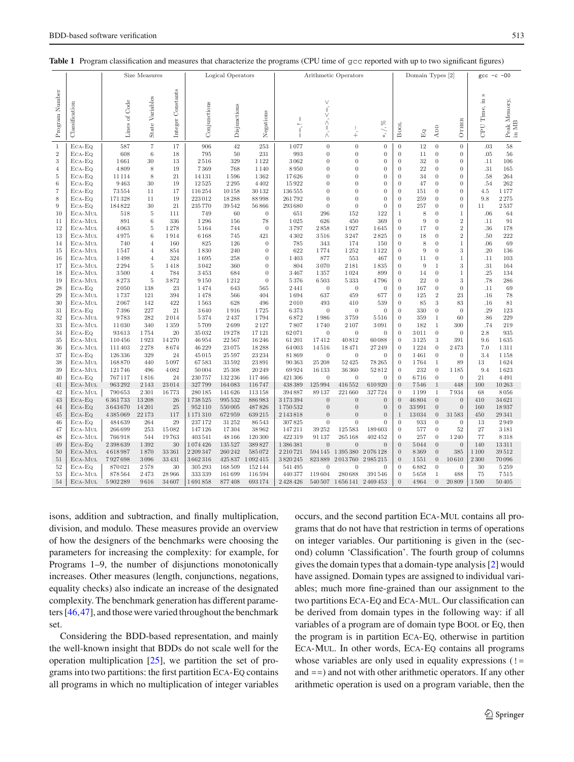**Table 1** Program classification and measures that characterize the programs (CPU time of gcc reported with up to two significant figures)

| | | Size Measures | | | Logical Operators | | | Arithmetic Operators | | | | Domain Types [2] | | | | gcc -c -O0 | |
|---|---|---|---|---|---|---|---|---|---|---|---|---|---|---|---|---|---|
| Program Number | Classification | Lines of Code | State Variables | Integer Constants | Conjunctions | Disjunctions | Negations | ==, != | <, <=, >, >= | +, - | *, /, % | Bool | Eq | Add | Other | CPU Time, in s | Peak Memory, in MB |
| 1 | Eca-Eq | 587 | 7 | 17 | 906 | 42 | 253 | 1077 | 0 | 0 | 0 | 0 | 12 | 0 | 0 | .03 | 58 |
| 2 | Eca-Eq | 608 | 6 | 18 | 795 | 50 | 231 | 993 | 0 | 0 | 0 | 0 | 11 | 0 | 0 | .05 | 56 |
| 3 | Eca-Eq | 1661 | 30 | 13 | 2516 | 329 | 1122 | 3062 | 0 | 0 | 0 | 0 | 32 | 0 | 0 | .11 | 106 |
| 4 | Eca-Eq | 4809 | 8 | 19 | 7369 | 768 | 1140 | 8950 | 0 | 0 | 0 | 0 | 22 | 0 | 0 | .31 | 165 |
| 5 | Eca-Eq | 11114 | 8 | 21 | 14131 | 1596 | 1362 | 17626 | 0 | 0 | 0 | 0 | 34 | 0 | 0 | .58 | 264 |
| 6 | Eca-Eq | 9463 | 30 | 19 | 12525 | 2295 | 4402 | 15922 | 0 | 0 | 0 | 0 | 47 | 0 | 0 | .54 | 262 |
| 7 | Eca-Eq | 73554 | 11 | 17 | 116254 | 10158 | 30132 | 136555 | 0 | 0 | 0 | 0 | 151 | 0 | 0 | 4.5 | 1177 |
| 8 | Eca-Eq | 171328 | 11 | 19 | 223012 | 18288 | 88998 | 261792 | 0 | 0 | 0 | 0 | 259 | 0 | 0 | 9.8 | 2275 |
| 9 | Eca-Eq | 184822 | 30 | 21 | 235770 | 39542 | 56866 | 293680 | 0 | 0 | 0 | 0 | 257 | 0 | 0 | 11 | 2537 |
| 10 | Eca-Mul | 518 | 5 | 111 | 749 | 60 | 0 | 651 | 296 | 152 | 122 | 1 | 8 | 0 | 1 | .06 | 64 |
| 11 | Eca-Mul | 891 | 6 | 336 | 1296 | 156 | 78 | 1025 | 626 | 450 | 369 | 0 | 9 | 0 | 2 | .11 | 91 |
| 12 | Eca-Mul | 4063 | 5 | 1278 | 5164 | 744 | 0 | 3797 | 2858 | 1927 | 1645 | 0 | 17 | 0 | 2 | .36 | 178 |
| 13 | Eca-Mul | 4975 | 6 | 1914 | 6168 | 745 | 421 | 4302 | 3516 | 3247 | 2825 | 0 | 18 | 0 | 2 | .50 | 222 |
| 14 | Eca-Mul | 740 | 4 | 160 | 825 | 126 | 0 | 785 | 343 | 174 | 150 | 0 | 8 | 0 | 1 | .06 | 69 |
| 15 | Eca-Mul | 1547 | 4 | 854 | 1830 | 240 | 0 | 622 | 1774 | 1252 | 1122 | 0 | 9 | 0 | 3 | .20 | 136 |
| 16 | Eca-Mul | 1498 | 4 | 324 | 1695 | 258 | 0 | 1403 | 877 | 553 | 467 | 0 | 11 | 0 | 1 | .11 | 103 |
| 17 | Eca-Mul | 2294 | 5 | 1418 | 3042 | 360 | 0 | 804 | 3070 | 2181 | 1835 | 0 | 9 | 1 | 3 | .31 | 164 |
| 18 | Eca-Mul | 3500 | 4 | 784 | 3453 | 684 | 0 | 3467 | 1357 | 1024 | 899 | 0 | 14 | 0 | 1 | .25 | 134 |
| 19 | Eca-Mul | 8273 | 5 | 3872 | 9150 | 1212 | 0 | 5376 | 6503 | 5333 | 4796 | 0 | 22 | 0 | 3 | .78 | 286 |
| 28 | Eca-Eq | 2050 | 138 | 23 | 1474 | 643 | 565 | 2441 | 0 | 0 | 0 | 0 | 167 | 0 | 0 | .11 | 69 |
| 29 | Eca-Mul | 1737 | 121 | 394 | 1478 | 566 | 404 | 1694 | 637 | 459 | 677 | 0 | 125 | 2 | 23 | .16 | 78 |
| 30 | Eca-Mul | 2067 | 142 | 422 | 1563 | 628 | 496 | 2010 | 493 | 410 | 539 | 0 | 85 | 3 | 83 | .16 | 81 |
| 31 | Eca-Eq | 7396 | 227 | 21 | 3640 | 1916 | 1725 | 6373 | 0 | 0 | 0 | 0 | 330 | 0 | 0 | .29 | 123 |
| 32 | Eca-Mul | 9783 | 282 | 2014 | 5374 | 2437 | 1794 | 6872 | 1986 | 3759 | 5516 | 0 | 359 | 1 | 60 | .86 | 229 |
| 33 | Eca-Mul | 11030 | 340 | 1359 | 5709 | 2699 | 2127 | 7807 | 1740 | 2107 | 3091 | 0 | 182 | 1 | 300 | .74 | 219 |
| 34 | Eca-Eq | 93613 | 1754 | 20 | 35032 | 19278 | 17121 | 62071 | 0 | 0 | 0 | 0 | 3011 | 0 | 0 | 2.8 | 935 |
| 35 | Eca-Mul | 110456 | 1923 | 14270 | 46954 | 22567 | 16246 | 61201 | 17412 | 40812 | 60088 | 0 | 3125 | 3 | 391 | 9.6 | 1635 |
| 36 | Eca-Mul | 111403 | 2278 | 8674 | 46229 | 23075 | 18288 | 64003 | 14516 | 18471 | 27249 | 0 | 1224 | 0 | 2473 | 7.0 | 1311 |
| 37 | Eca-Eq | 126336 | 329 | 24 | 45015 | 25597 | 23234 | 81869 | 0 | 0 | 0 | 0 | 1461 | 0 | 0 | 3.4 | 1158 |
| 38 | Eca-Mul | 168870 | 440 | 5097 | 67583 | 33592 | 23891 | 90363 | 25208 | 52425 | 78265 | 0 | 1764 | 1 | 89 | 13 | 1624 |
| 39 | Eca-Mul | 121746 | 496 | 4082 | 50004 | 25308 | 20249 | 69924 | 16133 | 36360 | 52812 | 0 | 232 | 0 | 1185 | 9.4 | 1623 |
| 40 | Eca-Eq | 767117 | 1816 | 24 | 230757 | 132236 | 117466 | 421306 | 0 | 0 | 0 | 0 | 6716 | 0 | 0 | 21 | 4491 |
| 41 | Eca-Mul | 963292 | 2143 | 23014 | 327799 | 164083 | 116747 | 438389 | 125994 | 416552 | 610920 | 0 | 7546 | 1 | 448 | 100 | 10263 |
| 42 | Eca-Mul | 790653 | 2301 | 16773 | 280185 | 141626 | 113158 | 394887 | 89137 | 221660 | 327724 | 0 | 1199 | 1 | 7934 | 68 | 8056 |
| 43 | Eca-Eq | 6361733 | 13208 | 26 | 1738525 | 995532 | 886983 | 3173394 | 0 | 0 | 0 | 0 | 46804 | 0 | 0 | 410 | 34621 |
| 44 | Eca-Eq | 3643670 | 14201 | 25 | 952110 | 550005 | 487826 | 1750532 | 0 | 0 | 0 | 0 | 33991 | 0 | 0 | 160 | 18937 |
| 45 | Eca-Eq | 4385069 | 22173 | 117 | 1171310 | 672959 | 639215 | 2143818 | 0 | 0 | 0 | 1 | 13034 | 0 | 31583 | 450 | 29341 |
| 46 | Eca-Eq | 484639 | 264 | 29 | 237172 | 31252 | 86543 | 307825 | 0 | 0 | 0 | 0 | 933 | 0 | 0 | 13 | 2949 |
| 47 | Eca-Mul | 266699 | 253 | 15082 | 147126 | 17304 | 38962 | 147211 | 39252 | 125583 | 189603 | 0 | 577 | 0 | 52 | 27 | 3181 |
| 48 | Eca-Mul | 766918 | 544 | 19763 | 403541 | 48166 | 120300 | 422319 | 91137 | 265168 | 402452 | 0 | 257 | 0 | 1240 | 77 | 8318 |
| 49 | Eca-Eq | 2398639 | 1392 | 30 | 1074426 | 135527 | 389827 | 1386381 | 0 | 0 | 0 | 0 | 5044 | 0 | 0 | 140 | 13311 |
| 50 | Eca-Mul | 4618987 | 1870 | 33361 | 2209347 | 260242 | 585072 | 2210721 | 594145 | 1395380 | 2076128 | 0 | 8369 | 0 | 385 | 1100 | 39512 |
| 51 | Eca-Mul | 7927698 | 3096 | 33431 | 3662316 | 425837 | 1092415 | 3820245 | 823889 | 2013760 | 2985215 | 0 | 1551 | 0 | 10610 | 2300 | 70096 |
| 52 | Eca-Eq | 870021 | 2578 | 30 | 305293 | 168509 | 152144 | 541495 | 0 | 0 | 0 | 0 | 6882 | 0 | 0 | 30 | 5259 |
| 53 | Eca-Mul | 878564 | 2473 | 28966 | 333339 | 161699 | 116594 | 440377 | 119604 | 280688 | 391546 | 0 | 5658 | 1 | 488 | 75 | 7515 |
| 54 | Eca-Mul | 5902289 | 9616 | 34607 | 1691858 | 877408 | 693174 | 2428426 | 540507 | 1656141 | 2469453 | 0 | 4964 | 0 | 20809 | 1500 | 50405 |

isons, addition and subtraction, and finally multiplication, division, and modulo. These measures provide an overview of how the designers of the benchmarks were choosing the parameters for increasing the complexity: for example, for Programs 1–9, the number of disjunctions monotonically increases. Other measures (length, conjunctions, negations, equality checks) also indicate an increase of the designated complexity. The benchmark generation has different parameters [46,47], and those were varied throughout the benchmark set.

Considering the BDD-based representation, and mainly the well-known insight that BDDs do not scale well for the operation multiplication [25], we partition the set of programs into two partitions: the first partition Eca-Eq contains all programs in which no multiplication of integer variables occurs, and the second partition Eca-Mul contains all programs that do not have that restriction in terms of operations on integer variables. Our partitioning is given in the (second) column 'Classification'. The fourth group of columns gives the domain types that a domain-type analysis [2] would have assigned. Domain types are assigned to individual variables; much more fine-grained than our assignment to the two partitions Eca-Eq and Eca-Mul. Our classification can be derived from domain types in the following way: if all variables of a program are of domain type Bool or Eq, then the program is in partition Eca-Eq, otherwise in partition Eca-Mul. In other words, Eca-Eq contains all programs whose variables are only used in equality expressions (!= and ==) and not with other arithmetic operators. If any other arithmetic operation is used on a program variable, then the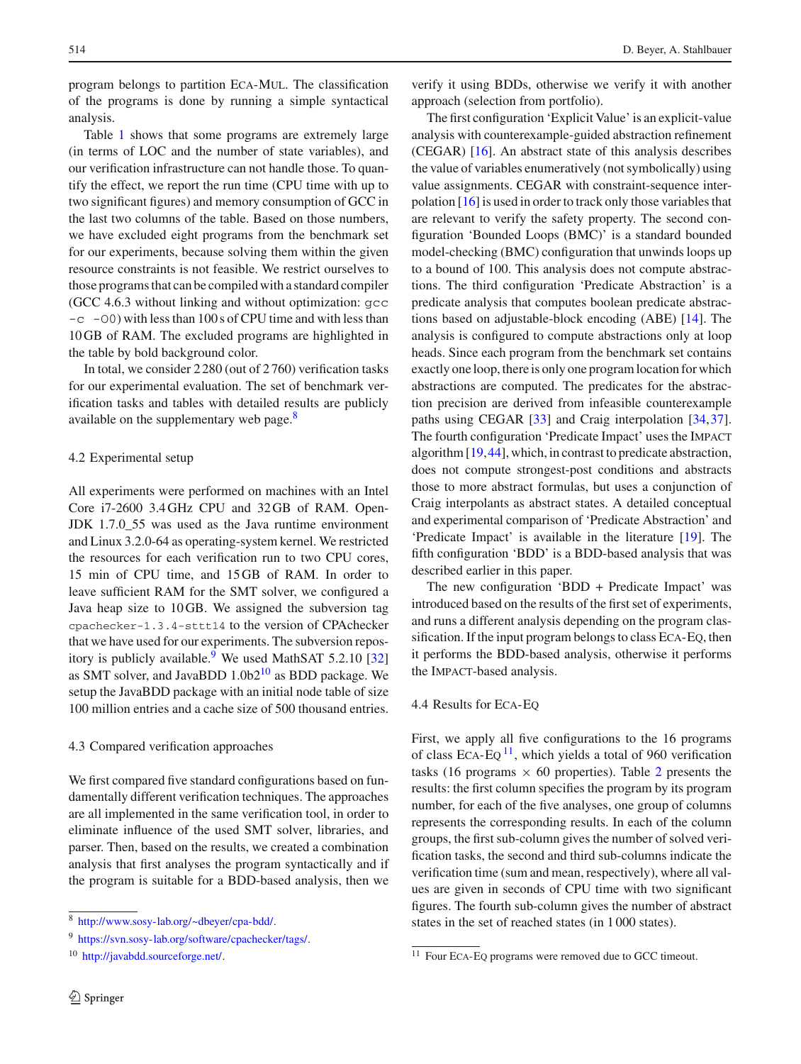program belongs to partition ECA-MUL. The classification of the programs is done by running a simple syntactical analysis.

Table 1 shows that some programs are extremely large (in terms of LOC and the number of state variables), and our verification infrastructure can not handle those. To quantify the effect, we report the run time (CPU time with up to two significant figures) and memory consumption of GCC in the last two columns of the table. Based on those numbers, we have excluded eight programs from the benchmark set for our experiments, because solving them within the given resource constraints is not feasible. We restrict ourselves to those programs that can be compiled with a standard compiler (GCC 4.6.3 without linking and without optimization: `gcc -c -O0`) with less than 100 s of CPU time and with less than 10 GB of RAM. The excluded programs are highlighted in the table by bold background color.

In total, we consider 2 280 (out of 2 760) verification tasks for our experimental evaluation. The set of benchmark verification tasks and tables with detailed results are publicly available on the supplementary web page.[8]

### 4.2 Experimental setup

All experiments were performed on machines with an Intel Core i7-2600 3.4 GHz CPU and 32 GB of RAM. OpenJDK 1.7.0_55 was used as the Java runtime environment and Linux 3.2.0-64 as operating-system kernel. We restricted the resources for each verification run to two CPU cores, 15 min of CPU time, and 15 GB of RAM. In order to leave sufficient RAM for the SMT solver, we configured a Java heap size to 10 GB. We assigned the subversion tag `cpachecker-1.3.4-sttt14` to the version of CPAchecker that we have used for our experiments. The subversion repository is publicly available.[9] We used MathSAT 5.2.10 [32] as SMT solver, and JavaBDD 1.0b2[10] as BDD package. We setup the JavaBDD package with an initial node table of size 100 million entries and a cache size of 500 thousand entries.

### 4.3 Compared verification approaches

We first compared five standard configurations based on fundamentally different verification techniques. The approaches are all implemented in the same verification tool, in order to eliminate influence of the used SMT solver, libraries, and parser. Then, based on the results, we created a combination analysis that first analyses the program syntactically and if the program is suitable for a BDD-based analysis, then we verify it using BDDs, otherwise we verify it with another approach (selection from portfolio).

The first configuration 'Explicit Value' is an explicit-value analysis with counterexample-guided abstraction refinement (CEGAR) [16]. An abstract state of this analysis describes the value of variables enumeratively (not symbolically) using value assignments. CEGAR with constraint-sequence interpolation [16] is used in order to track only those variables that are relevant to verify the safety property. The second configuration 'Bounded Loops (BMC)' is a standard bounded model-checking (BMC) configuration that unwinds loops up to a bound of 100. This analysis does not compute abstractions. The third configuration 'Predicate Abstraction' is a predicate analysis that computes boolean predicate abstractions based on adjustable-block encoding (ABE) [14]. The analysis is configured to compute abstractions only at loop heads. Since each program from the benchmark set contains exactly one loop, there is only one program location for which abstractions are computed. The predicates for the abstraction precision are derived from infeasible counterexample paths using CEGAR [33] and Craig interpolation [34,37]. The fourth configuration 'Predicate Impact' uses the IMPACT algorithm [19,44], which, in contrast to predicate abstraction, does not compute strongest-post conditions and abstracts those to more abstract formulas, but uses a conjunction of Craig interpolants as abstract states. A detailed conceptual and experimental comparison of 'Predicate Abstraction' and 'Predicate Impact' is available in the literature [19]. The fifth configuration 'BDD' is a BDD-based analysis that was described earlier in this paper.

The new configuration 'BDD + Predicate Impact' was introduced based on the results of the first set of experiments, and runs a different analysis depending on the program classification. If the input program belongs to class ECA-EQ, then it performs the BDD-based analysis, otherwise it performs the IMPACT-based analysis.

### 4.4 Results for ECA-EQ

First, we apply all five configurations to the 16 programs of class ECA-EQ [11], which yields a total of 960 verification tasks (16 programs × 60 properties). Table 2 presents the results: the first column specifies the program by its program number, for each of the five analyses, one group of columns represents the corresponding results. In each of the column groups, the first sub-column gives the number of solved verification tasks, the second and third sub-columns indicate the verification time (sum and mean, respectively), where all values are given in seconds of CPU time with two significant figures. The fourth sub-column gives the number of abstract states in the set of reached states (in 1 000 states).

---

[8] http://www.sosy-lab.org/~dbeyer/cpa-bdd/.

[9] https://svn.sosy-lab.org/software/cpachecker/tags/.

[10] http://javabdd.sourceforge.net/.

[11] Four ECA-EQ programs were removed due to GCC timeout.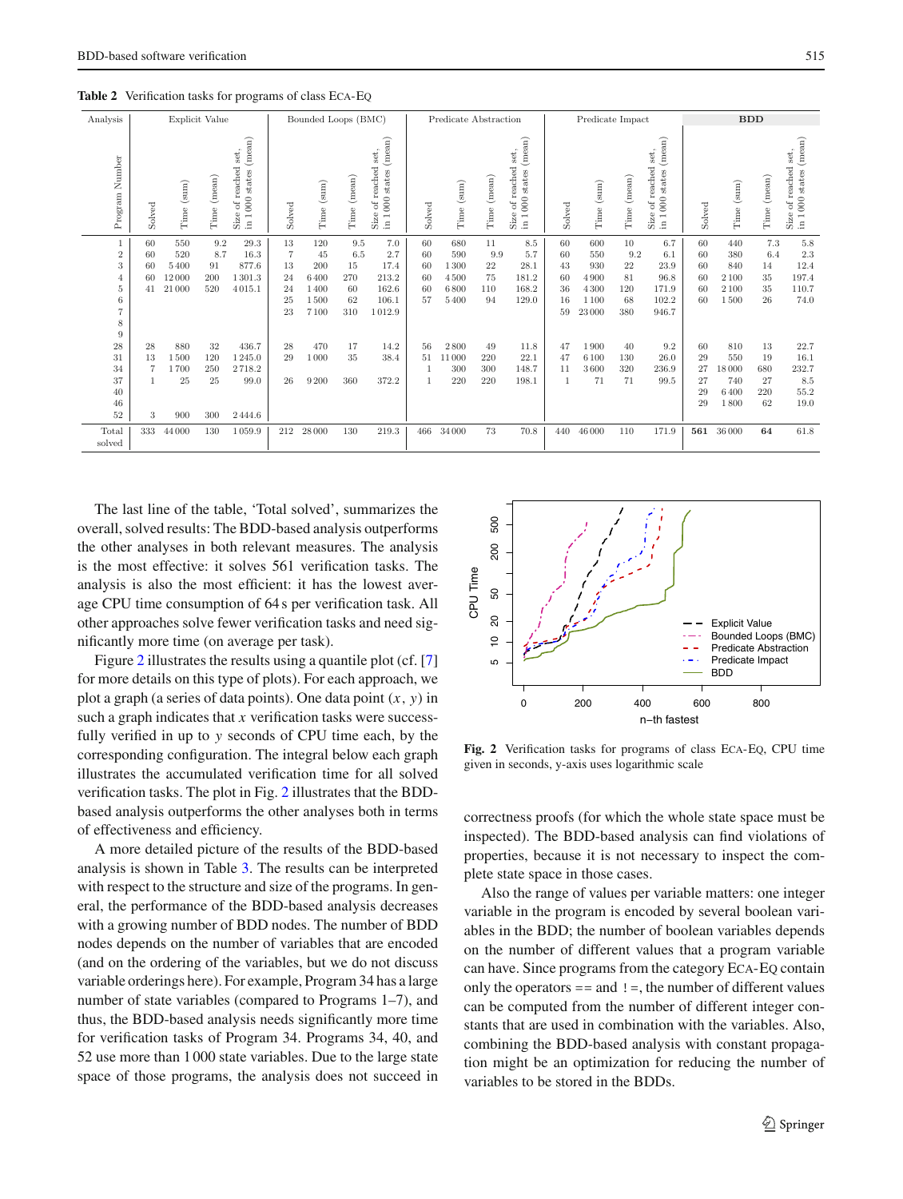**Table 2** Verification tasks for programs of class ECA-EQ

| Analysis | Explicit Value | | | | Bounded Loops (BMC) | | | | Predicate Abstraction | | | | Predicate Impact | | | | **BDD** | | | |
|---|---|---|---|---|---|---|---|---|---|---|---|---|---|---|---|---|---|---|---|---|
| Program Number | Solved | Time (sum) | Time (mean) | Size of reached set, in 1 000 states (mean) | Solved | Time (sum) | Time (mean) | Size of reached set, in 1 000 states (mean) | Solved | Time (sum) | Time (mean) | Size of reached set, in 1 000 states (mean) | Solved | Time (sum) | Time (mean) | Size of reached set, in 1 000 states (mean) | Solved | Time (sum) | Time (mean) | Size of reached set, in 1 000 states (mean) |
| 1 | 60 | 550 | 9.2 | 29.3 | 13 | 120 | 9.5 | 7.0 | 60 | 680 | 11 | 8.5 | 60 | 600 | 10 | 6.7 | 60 | 440 | 7.3 | 5.8 |
| 2 | 60 | 520 | 8.7 | 16.3 | 7 | 45 | 6.5 | 2.7 | 60 | 590 | 9.9 | 5.7 | 60 | 550 | 9.2 | 6.1 | 60 | 380 | 6.4 | 2.3 |
| 3 | 60 | 5 400 | 91 | 877.6 | 13 | 200 | 15 | 17.4 | 60 | 1 300 | 22 | 28.1 | 43 | 930 | 22 | 23.9 | 60 | 840 | 14 | 12.4 |
| 4 | 60 | 12 000 | 200 | 1 301.3 | 24 | 6 400 | 270 | 213.2 | 60 | 4 500 | 75 | 181.2 | 60 | 4 900 | 81 | 96.8 | 60 | 2 100 | 35 | 197.4 |
| 5 | 41 | 21 000 | 520 | 4 015.1 | 24 | 1 400 | 60 | 162.6 | 60 | 6 800 | 110 | 168.2 | 36 | 4 300 | 120 | 171.9 | 60 | 2 100 | 35 | 110.7 |
| 6 | | | | | 25 | 1 500 | 62 | 106.1 | 57 | 5 400 | 94 | 129.0 | 16 | 1 100 | 68 | 102.2 | 60 | 1 500 | 26 | 74.0 |
| 7 | | | | | 23 | 7 100 | 310 | 1 012.9 | | | | | 59 | 23 000 | 380 | 946.7 | | | | |
| 8 | | | | | | | | | | | | | | | | | | | | |
| 9 | | | | | | | | | | | | | | | | | | | | |
| 28 | 28 | 880 | 32 | 436.7 | 28 | 470 | 17 | 14.2 | 56 | 2 800 | 49 | 11.8 | 47 | 1 900 | 40 | 9.2 | 60 | 810 | 13 | 22.7 |
| 31 | 13 | 1 500 | 120 | 1 245.0 | 29 | 1 000 | 35 | 38.4 | 51 | 11 000 | 220 | 22.1 | 47 | 6 100 | 130 | 26.0 | 29 | 550 | 19 | 16.1 |
| 34 | 7 | 1 700 | 250 | 2 718.2 | | | | | 1 | 300 | 300 | 148.7 | 11 | 3 600 | 320 | 236.9 | 27 | 18 000 | 680 | 232.7 |
| 37 | 1 | 25 | 25 | 99.0 | 26 | 9 200 | 360 | 372.2 | 1 | 220 | 220 | 198.1 | 1 | 71 | 71 | 99.5 | 27 | 740 | 27 | 8.5 |
| 40 | | | | | | | | | | | | | | | | | 29 | 6 400 | 220 | 55.2 |
| 46 | | | | | | | | | | | | | | | | | 29 | 1 800 | 62 | 19.0 |
| 52 | 3 | 900 | 300 | 2 444.6 | | | | | | | | | | | | | | | | |
| Total solved | 333 | 44 000 | 130 | 1 059.9 | 212 | 28 000 | 130 | 219.3 | 466 | 34 000 | 73 | 70.8 | 440 | 46 000 | 110 | 171.9 | **561** | 36 000 | **64** | 61.8 |

The last line of the table, 'Total solved', summarizes the overall, solved results: The BDD-based analysis outperforms the other analyses in both relevant measures. The analysis is the most effective: it solves 561 verification tasks. The analysis is also the most efficient: it has the lowest average CPU time consumption of 64 s per verification task. All other approaches solve fewer verification tasks and need significantly more time (on average per task).

Figure 2 illustrates the results using a quantile plot (cf. [7] for more details on this type of plots). For each approach, we plot a graph (a series of data points). One data point $(x, y)$ in such a graph indicates that $x$ verification tasks were successfully verified in up to $y$ seconds of CPU time each, by the corresponding configuration. The integral below each graph illustrates the accumulated verification time for all solved verification tasks. The plot in Fig. 2 illustrates that the BDD-based analysis outperforms the other analyses both in terms of effectiveness and efficiency.

A more detailed picture of the results of the BDD-based analysis is shown in Table 3. The results can be interpreted with respect to the structure and size of the programs. In general, the performance of the BDD-based analysis decreases with a growing number of BDD nodes. The number of BDD nodes depends on the number of variables that are encoded (and on the ordering of the variables, but we do not discuss variable orderings here). For example, Program 34 has a large number of state variables (compared to Programs 1–7), and thus, the BDD-based analysis needs significantly more time for verification tasks of Program 34. Programs 34, 40, and 52 use more than 1 000 state variables. Due to the large state space of those programs, the analysis does not succeed in correctness proofs (for which the whole state space must be inspected). The BDD-based analysis can find violations of properties, because it is not necessary to inspect the complete state space in those cases.

**Fig. 2** Verification tasks for programs of class ECA-EQ, CPU time given in seconds, y-axis uses logarithmic scale

Also the range of values per variable matters: one integer variable in the program is encoded by several boolean variables in the BDD; the number of boolean variables depends on the number of different values that a program variable can have. Since programs from the category ECA-EQ contain only the operators == and != , the number of different values can be computed from the number of different integer constants that are used in combination with the variables. Also, combining the BDD-based analysis with constant propagation might be an optimization for reducing the number of variables to be stored in the BDDs.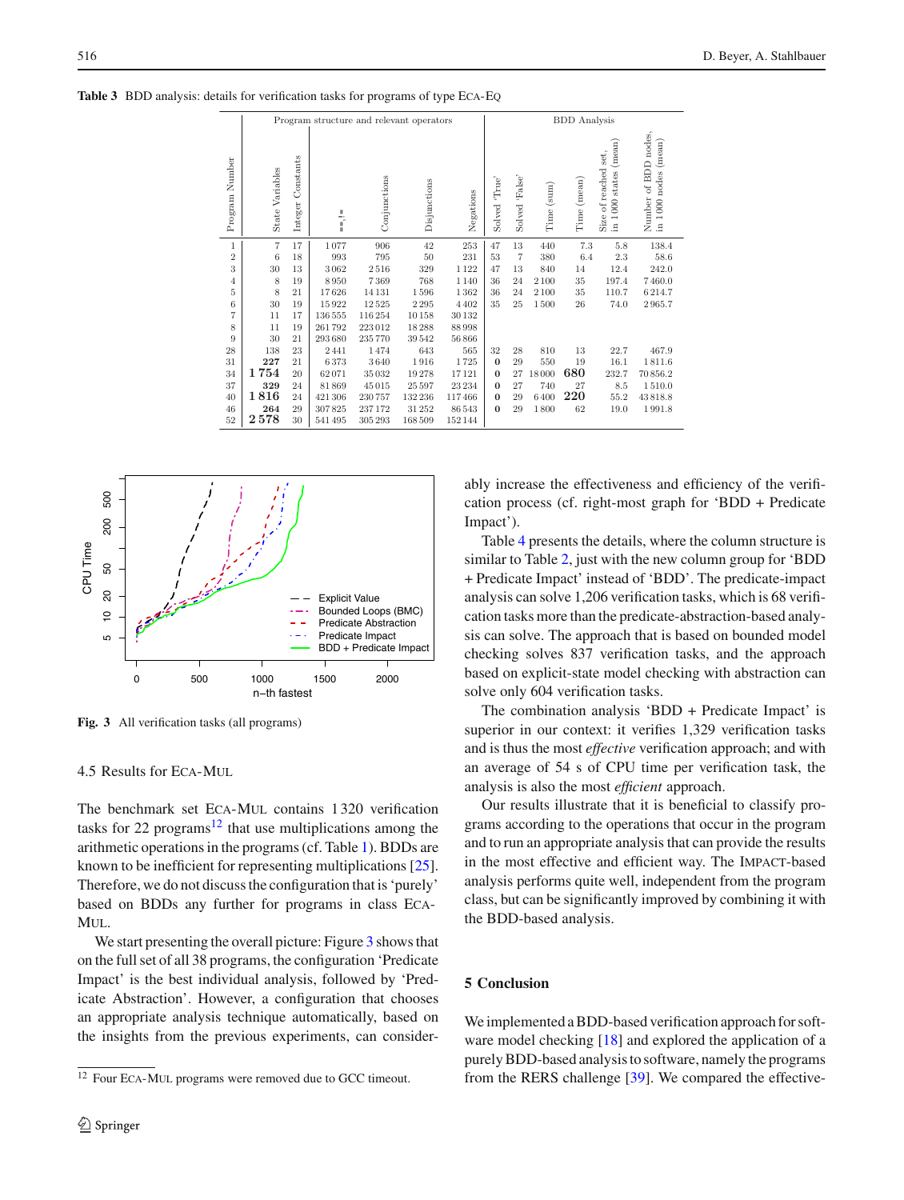**Table 3** BDD analysis: details for verification tasks for programs of type ECA-EQ

| | Program structure and relevant operators | | | | | | BDD Analysis | | | | | |
|---|---|---|---|---|---|---|---|---|---|---|---|---|
| Program Number | State Variables | Integer Constants | ==,!= | Conjunctions | Disjunctions | Negations | Solved 'True' | Solved 'False' | Time (sum) | Time (mean) | Size of reached set, in 1 000 states (mean) | Number of BDD nodes, in 1 000 nodes (mean) |
| 1 | 7 | 17 | 1 077 | 906 | 42 | 253 | 47 | 13 | 440 | 7.3 | 5.8 | 138.4 |
| 2 | 6 | 18 | 993 | 795 | 50 | 231 | 53 | 7 | 380 | 6.4 | 2.3 | 58.6 |
| 3 | 30 | 13 | 3 062 | 2 516 | 329 | 1 122 | 47 | 13 | 840 | 14 | 12.4 | 242.0 |
| 4 | 8 | 19 | 8 950 | 7 369 | 768 | 1 140 | 36 | 24 | 2 100 | 35 | 197.4 | 7 460.0 |
| 5 | 8 | 21 | 17 626 | 14 131 | 1 596 | 1 362 | 36 | 24 | 2 100 | 35 | 110.7 | 6 214.7 |
| 6 | 30 | 19 | 15 922 | 12 525 | 2 295 | 4 402 | 35 | 25 | 1 500 | 26 | 74.0 | 2 965.7 |
| 7 | 11 | 17 | 136 555 | 116 254 | 10 158 | 30 132 | | | | | | |
| 8 | 11 | 19 | 261 792 | 223 012 | 18 288 | 88 998 | | | | | | |
| 9 | 30 | 21 | 293 680 | 235 770 | 39 542 | 56 866 | | | | | | |
| 28 | 138 | 23 | 2 441 | 1 474 | 643 | 565 | 32 | 28 | 810 | 13 | 22.7 | 467.9 |
| 31 | **227** | 21 | 6 373 | 3 640 | 1 916 | 1 725 | **0** | 29 | 550 | 19 | 16.1 | 1 811.6 |
| 34 | **1 754** | 20 | 62 071 | 35 032 | 19 278 | 17 121 | **0** | 27 | 18 000 | **680** | 232.7 | 70 856.2 |
| 37 | **329** | 24 | 81 869 | 45 015 | 25 597 | 23 234 | **0** | 27 | 740 | 27 | 8.5 | 1 510.0 |
| 40 | **1 816** | 24 | 421 306 | 230 757 | 132 236 | 117 466 | **0** | 29 | 6 400 | **220** | 55.2 | 43 818.8 |
| 46 | **264** | 29 | 307 825 | 237 172 | 31 252 | 86 543 | **0** | 29 | 1 800 | 62 | 19.0 | 1 991.8 |
| 52 | **2 578** | 30 | 541 495 | 305 293 | 168 509 | 152 144 | | | | | | |

**Fig. 3** All verification tasks (all programs)

### 4.5 Results for ECA-MUL

The benchmark set ECA-MUL contains 1 320 verification tasks for 22 programs[12] that use multiplications among the arithmetic operations in the programs (cf. Table 1). BDDs are known to be inefficient for representing multiplications [25]. Therefore, we do not discuss the configuration that is 'purely' based on BDDs any further for programs in class ECA-MUL.

We start presenting the overall picture: Figure 3 shows that on the full set of all 38 programs, the configuration 'Predicate Impact' is the best individual analysis, followed by 'Predicate Abstraction'. However, a configuration that chooses an appropriate analysis technique automatically, based on the insights from the previous experiments, can considerably increase the effectiveness and efficiency of the verification process (cf. right-most graph for 'BDD + Predicate Impact').

Table 4 presents the details, where the column structure is similar to Table 2, just with the new column group for 'BDD + Predicate Impact' instead of 'BDD'. The predicate-impact analysis can solve 1,206 verification tasks, which is 68 verification tasks more than the predicate-abstraction-based analysis can solve. The approach that is based on bounded model checking solves 837 verification tasks, and the approach based on explicit-state model checking with abstraction can solve only 604 verification tasks.

The combination analysis 'BDD + Predicate Impact' is superior in our context: it verifies 1,329 verification tasks and is thus the most *effective* verification approach; and with an average of 54 s of CPU time per verification task, the analysis is also the most *efficient* approach.

Our results illustrate that it is beneficial to classify programs according to the operations that occur in the program and to run an appropriate analysis that can provide the results in the most effective and efficient way. The IMPACT-based analysis performs quite well, independent from the program class, but can be significantly improved by combining it with the BDD-based analysis.

## 5 Conclusion

We implemented a BDD-based verification approach for software model checking [18] and explored the application of a purely BDD-based analysis to software, namely the programs from the RERS challenge [39]. We compared the effective-

[12] Four ECA-MUL programs were removed due to GCC timeout.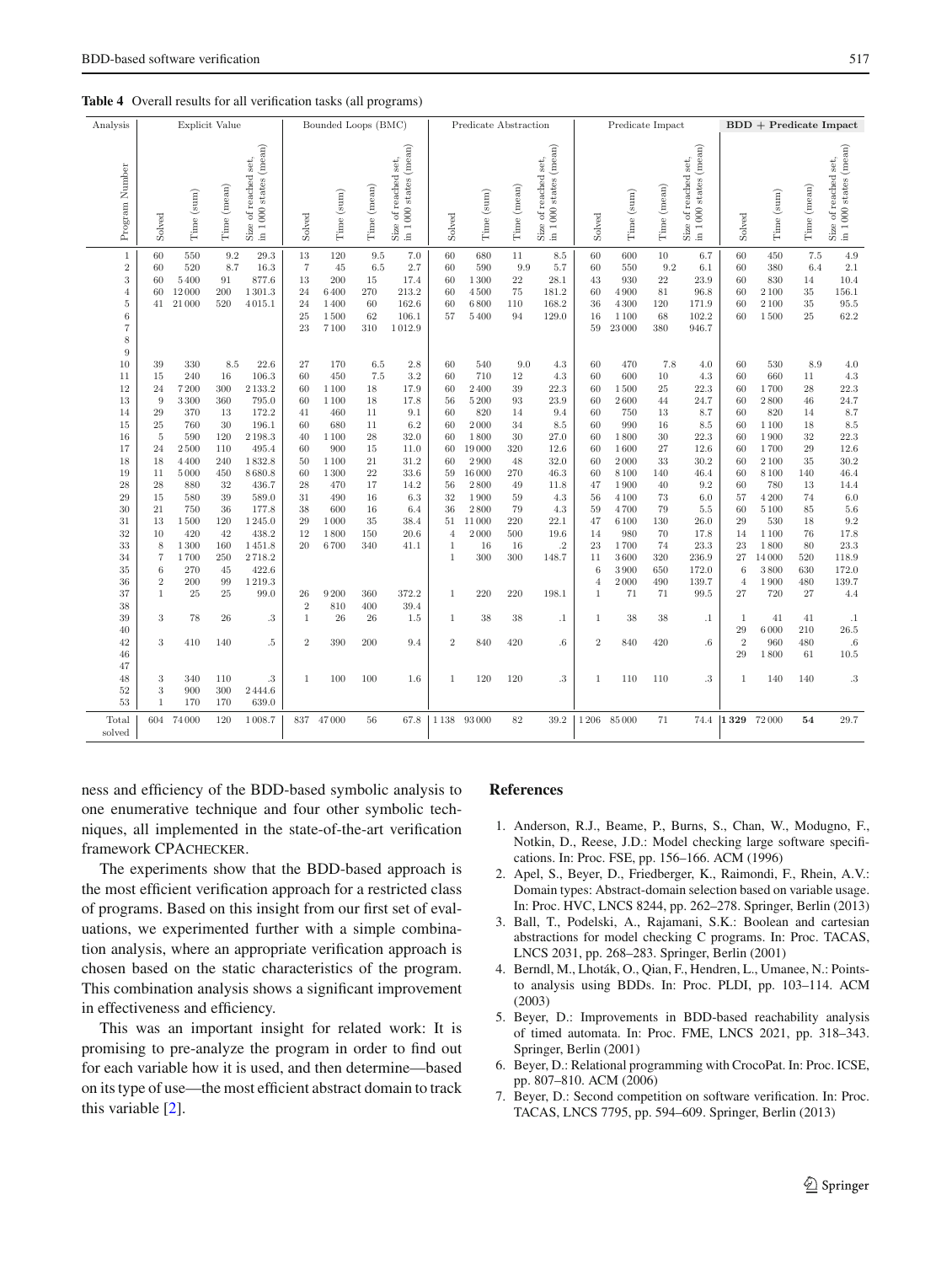**Table 4** Overall results for all verification tasks (all programs)

| Analysis | Explicit Value | | | | Bounded Loops (BMC) | | | | Predicate Abstraction | | | | Predicate Impact | | | | **BDD + Predicate Impact** | | | |
|---|---|---|---|---|---|---|---|---|---|---|---|---|---|---|---|---|---|---|---|---|
| Program Number | Solved | Time (sum) | Time (mean) | Size of reached set, in 1 000 states (mean) | Solved | Time (sum) | Time (mean) | Size of reached set, in 1 000 states (mean) | Solved | Time (sum) | Time (mean) | Size of reached set, in 1 000 states (mean) | Solved | Time (sum) | Time (mean) | Size of reached set, in 1 000 states (mean) | Solved | Time (sum) | Time (mean) | Size of reached set, in 1 000 states (mean) |
| 1 | 60 | 550 | 9.2 | 29.3 | 13 | 120 | 9.5 | 7.0 | 60 | 680 | 11 | 8.5 | 60 | 600 | 10 | 6.7 | 60 | 450 | 7.5 | 4.9 |
| 2 | 60 | 520 | 8.7 | 16.3 | 7 | 45 | 6.5 | 2.7 | 60 | 590 | 9.9 | 5.7 | 60 | 550 | 9.2 | 6.1 | 60 | 380 | 6.4 | 2.1 |
| 3 | 60 | 5 400 | 91 | 877.6 | 13 | 200 | 15 | 17.4 | 60 | 1 300 | 22 | 28.1 | 43 | 930 | 22 | 23.9 | 60 | 830 | 14 | 10.4 |
| 4 | 60 | 12 000 | 200 | 1 301.3 | 24 | 6 400 | 270 | 213.2 | 60 | 4 500 | 75 | 181.2 | 60 | 4 900 | 81 | 96.8 | 60 | 2 100 | 35 | 156.1 |
| 5 | 41 | 21 000 | 520 | 4 015.1 | 24 | 1 400 | 60 | 162.6 | 60 | 6 800 | 110 | 168.2 | 36 | 4 300 | 120 | 171.9 | 60 | 2 100 | 35 | 95.5 |
| 6 | | | | | 25 | 1 500 | 62 | 106.1 | 57 | 5 400 | 94 | 129.0 | 16 | 1 100 | 68 | 102.2 | 60 | 1 500 | 25 | 62.2 |
| 7 | | | | | 23 | 7 100 | 310 | 1 012.9 | | | | | 59 | 23 000 | 380 | 946.7 | | | | |
| 8 | | | | | | | | | | | | | | | | | | | | |
| 9 | | | | | | | | | | | | | | | | | | | | |
| 10 | 39 | 330 | 8.5 | 22.6 | 27 | 170 | 6.5 | 2.8 | 60 | 540 | 9.0 | 4.3 | 60 | 470 | 7.8 | 4.0 | 60 | 530 | 8.9 | 4.0 |
| 11 | 15 | 240 | 16 | 106.3 | 60 | 450 | 7.5 | 3.2 | 60 | 710 | 12 | 4.3 | 60 | 600 | 10 | 4.3 | 60 | 660 | 11 | 4.3 |
| 12 | 24 | 7 200 | 300 | 2 133.2 | 60 | 1 100 | 18 | 17.9 | 60 | 2 400 | 39 | 22.3 | 60 | 1 500 | 25 | 22.3 | 60 | 1 700 | 28 | 22.3 |
| 13 | 9 | 3 300 | 360 | 795.0 | 60 | 1 100 | 18 | 17.8 | 56 | 5 200 | 93 | 23.9 | 60 | 2 600 | 44 | 24.7 | 60 | 2 800 | 46 | 24.7 |
| 14 | 29 | 370 | 13 | 172.2 | 41 | 460 | 11 | 9.1 | 60 | 820 | 14 | 9.4 | 60 | 750 | 13 | 8.7 | 60 | 820 | 14 | 8.7 |
| 15 | 25 | 760 | 30 | 196.1 | 60 | 680 | 11 | 6.2 | 60 | 2 000 | 34 | 8.5 | 60 | 990 | 16 | 8.5 | 60 | 1 100 | 18 | 8.5 |
| 16 | 5 | 590 | 120 | 2 198.3 | 40 | 1 100 | 28 | 32.0 | 60 | 1 800 | 30 | 27.0 | 60 | 1 800 | 30 | 22.3 | 60 | 1 900 | 32 | 22.3 |
| 17 | 24 | 2 500 | 110 | 495.4 | 60 | 900 | 15 | 11.0 | 60 | 19 000 | 320 | 12.6 | 60 | 1 600 | 27 | 12.6 | 60 | 1 700 | 29 | 12.6 |
| 18 | 18 | 4 400 | 240 | 1 832.8 | 50 | 1 100 | 21 | 31.2 | 60 | 2 900 | 48 | 32.0 | 60 | 2 000 | 33 | 30.2 | 60 | 2 100 | 35 | 30.2 |
| 19 | 11 | 5 000 | 450 | 8 680.8 | 60 | 1 300 | 22 | 33.6 | 59 | 16 000 | 270 | 46.3 | 60 | 8 100 | 140 | 46.4 | 60 | 8 100 | 140 | 46.4 |
| 28 | 28 | 880 | 32 | 436.7 | 28 | 470 | 17 | 14.2 | 56 | 2 800 | 49 | 11.8 | 47 | 1 900 | 40 | 9.2 | 60 | 780 | 13 | 14.4 |
| 29 | 15 | 580 | 39 | 589.0 | 31 | 490 | 16 | 6.3 | 32 | 1 900 | 59 | 4.3 | 56 | 4 100 | 73 | 6.0 | 57 | 4 200 | 74 | 6.0 |
| 30 | 21 | 750 | 36 | 177.8 | 38 | 600 | 16 | 6.4 | 36 | 2 800 | 79 | 4.3 | 59 | 4 700 | 79 | 5.5 | 60 | 5 100 | 85 | 5.6 |
| 31 | 13 | 1 500 | 120 | 1 245.0 | 29 | 1 000 | 35 | 38.4 | 51 | 11 000 | 220 | 22.1 | 47 | 6 100 | 130 | 26.0 | 29 | 530 | 18 | 9.2 |
| 32 | 10 | 420 | 42 | 438.2 | 12 | 1 800 | 150 | 20.6 | 4 | 2 000 | 500 | 19.6 | 14 | 980 | 70 | 17.8 | 14 | 1 100 | 76 | 17.8 |
| 33 | 8 | 1 300 | 160 | 1 451.8 | 20 | 6 700 | 340 | 41.1 | 1 | 16 | 16 | .2 | 23 | 1 700 | 74 | 23.3 | 23 | 1 800 | 80 | 23.3 |
| 34 | 7 | 1 700 | 250 | 2 718.2 | | | | | 1 | 300 | 300 | 148.7 | 11 | 3 600 | 320 | 236.9 | 27 | 14 000 | 520 | 118.9 |
| 35 | 6 | 270 | 45 | 422.6 | | | | | | | | | 6 | 3 900 | 650 | 172.0 | 6 | 3 800 | 630 | 172.0 |
| 36 | 2 | 200 | 99 | 1 219.3 | | | | | | | | | 4 | 2 000 | 490 | 139.7 | 4 | 1 900 | 480 | 139.7 |
| 37 | 1 | 25 | 25 | 99.0 | 26 | 9 200 | 360 | 372.2 | 1 | 220 | 220 | 198.1 | 1 | 71 | 71 | 99.5 | 27 | 720 | 27 | 4.4 |
| 38 | | | | | 2 | 810 | 400 | 39.4 | | | | | | | | | | | | |
| 39 | 3 | 78 | 26 | .3 | 1 | 26 | 26 | 1.5 | 1 | 38 | 38 | .1 | 1 | 38 | 38 | .1 | 1 | 41 | 41 | .1 |
| 40 | | | | | | | | | | | | | | | | | 29 | 6 000 | 210 | 26.5 |
| 42 | 3 | 410 | 140 | .5 | 2 | 390 | 200 | 9.4 | 2 | 840 | 420 | .6 | 2 | 840 | 420 | .6 | 2 | 960 | 480 | .6 |
| 46 | | | | | | | | | | | | | | | | | 29 | 1 800 | 61 | 10.5 |
| 47 | | | | | | | | | | | | | | | | | | | | |
| 48 | 3 | 340 | 110 | .3 | 1 | 100 | 100 | 1.6 | 1 | 120 | 120 | .3 | 1 | 110 | 110 | .3 | 1 | 140 | 140 | .3 |
| 52 | 3 | 900 | 300 | 2 444.6 | | | | | | | | | | | | | | | | |
| 53 | 1 | 170 | 170 | 639.0 | | | | | | | | | | | | | | | | |
| Total solved | 604 | 74 000 | 120 | 1 008.7 | 837 | 47 000 | 56 | 67.8 | 1 138 | 93 000 | 82 | 39.2 | 1 206 | 85 000 | 71 | 74.4 | **1 329** | 72 000 | **54** | 29.7 |

ness and efficiency of the BDD-based symbolic analysis to one enumerative technique and four other symbolic techniques, all implemented in the state-of-the-art verification framework CPACHECKER.

The experiments show that the BDD-based approach is the most efficient verification approach for a restricted class of programs. Based on this insight from our first set of evaluations, we experimented further with a simple combination analysis, where an appropriate verification approach is chosen based on the static characteristics of the program. This combination analysis shows a significant improvement in effectiveness and efficiency.

This was an important insight for related work: It is promising to pre-analyze the program in order to find out for each variable how it is used, and then determine—based on its type of use—the most efficient abstract domain to track this variable [2].

## References

1. Anderson, R.J., Beame, P., Burns, S., Chan, W., Modugno, F., Notkin, D., Reese, J.D.: Model checking large software specifications. In: Proc. FSE, pp. 156–166. ACM (1996)
2. Apel, S., Beyer, D., Friedberger, K., Raimondi, F., Rhein, A.V.: Domain types: Abstract-domain selection based on variable usage. In: Proc. HVC, LNCS 8244, pp. 262–278. Springer, Berlin (2013)
3. Ball, T., Podelski, A., Rajamani, S.K.: Boolean and cartesian abstractions for model checking C programs. In: Proc. TACAS, LNCS 2031, pp. 268–283. Springer, Berlin (2001)
4. Berndl, M., Lhoták, O., Qian, F., Hendren, L., Umanee, N.: Points-to analysis using BDDs. In: Proc. PLDI, pp. 103–114. ACM (2003)
5. Beyer, D.: Improvements in BDD-based reachability analysis of timed automata. In: Proc. FME, LNCS 2021, pp. 318–343. Springer, Berlin (2001)
6. Beyer, D.: Relational programming with CrocoPat. In: Proc. ICSE, pp. 807–810. ACM (2006)
7. Beyer, D.: Second competition on software verification. In: Proc. TACAS, LNCS 7795, pp. 594–609. Springer, Berlin (2013)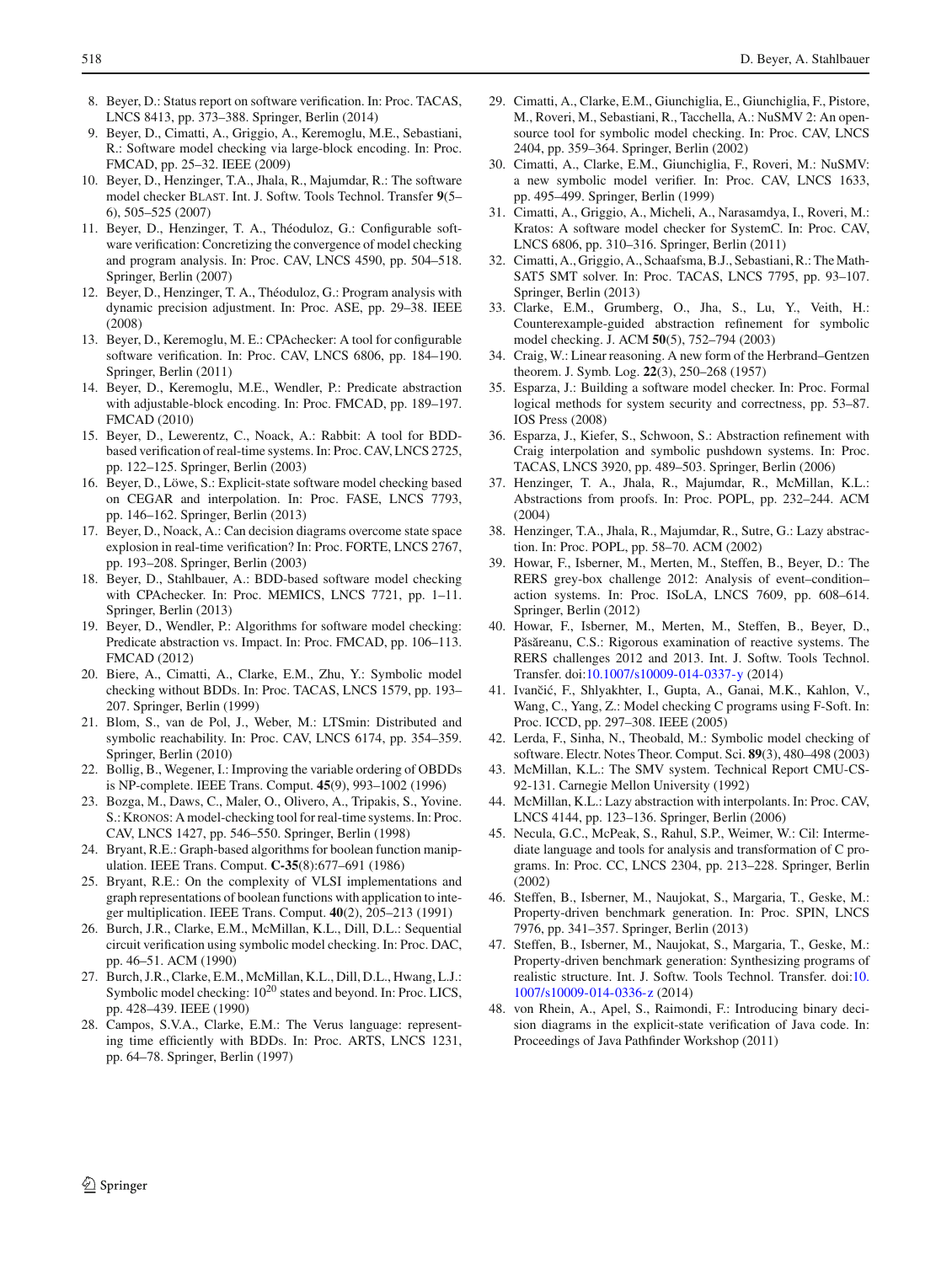8. Beyer, D.: Status report on software verification. In: Proc. TACAS, LNCS 8413, pp. 373–388. Springer, Berlin (2014)
9. Beyer, D., Cimatti, A., Griggio, A., Keremoglu, M.E., Sebastiani, R.: Software model checking via large-block encoding. In: Proc. FMCAD, pp. 25–32. IEEE (2009)
10. Beyer, D., Henzinger, T.A., Jhala, R., Majumdar, R.: The software model checker BLAST. Int. J. Softw. Tools Technol. Transfer **9**(5–6), 505–525 (2007)
11. Beyer, D., Henzinger, T. A., Théoduloz, G.: Configurable software verification: Concretizing the convergence of model checking and program analysis. In: Proc. CAV, LNCS 4590, pp. 504–518. Springer, Berlin (2007)
12. Beyer, D., Henzinger, T. A., Théoduloz, G.: Program analysis with dynamic precision adjustment. In: Proc. ASE, pp. 29–38. IEEE (2008)
13. Beyer, D., Keremoglu, M. E.: CPAchecker: A tool for configurable software verification. In: Proc. CAV, LNCS 6806, pp. 184–190. Springer, Berlin (2011)
14. Beyer, D., Keremoglu, M.E., Wendler, P.: Predicate abstraction with adjustable-block encoding. In: Proc. FMCAD, pp. 189–197. FMCAD (2010)
15. Beyer, D., Lewerentz, C., Noack, A.: Rabbit: A tool for BDD-based verification of real-time systems. In: Proc. CAV, LNCS 2725, pp. 122–125. Springer, Berlin (2003)
16. Beyer, D., Löwe, S.: Explicit-state software model checking based on CEGAR and interpolation. In: Proc. FASE, LNCS 7793, pp. 146–162. Springer, Berlin (2013)
17. Beyer, D., Noack, A.: Can decision diagrams overcome state space explosion in real-time verification? In: Proc. FORTE, LNCS 2767, pp. 193–208. Springer, Berlin (2003)
18. Beyer, D., Stahlbauer, A.: BDD-based software model checking with CPAchecker. In: Proc. MEMICS, LNCS 7721, pp. 1–11. Springer, Berlin (2013)
19. Beyer, D., Wendler, P.: Algorithms for software model checking: Predicate abstraction vs. Impact. In: Proc. FMCAD, pp. 106–113. FMCAD (2012)
20. Biere, A., Cimatti, A., Clarke, E.M., Zhu, Y.: Symbolic model checking without BDDs. In: Proc. TACAS, LNCS 1579, pp. 193–207. Springer, Berlin (1999)
21. Blom, S., van de Pol, J., Weber, M.: LTSmin: Distributed and symbolic reachability. In: Proc. CAV, LNCS 6174, pp. 354–359. Springer, Berlin (2010)
22. Bollig, B., Wegener, I.: Improving the variable ordering of OBDDs is NP-complete. IEEE Trans. Comput. **45**(9), 993–1002 (1996)
23. Bozga, M., Daws, C., Maler, O., Olivero, A., Tripakis, S., Yovine. S.: KRONOS: A model-checking tool for real-time systems. In: Proc. CAV, LNCS 1427, pp. 546–550. Springer, Berlin (1998)
24. Bryant, R.E.: Graph-based algorithms for boolean function manipulation. IEEE Trans. Comput. **C-35**(8):677–691 (1986)
25. Bryant, R.E.: On the complexity of VLSI implementations and graph representations of boolean functions with application to integer multiplication. IEEE Trans. Comput. **40**(2), 205–213 (1991)
26. Burch, J.R., Clarke, E.M., McMillan, K.L., Dill, D.L.: Sequential circuit verification using symbolic model checking. In: Proc. DAC, pp. 46–51. ACM (1990)
27. Burch, J.R., Clarke, E.M., McMillan, K.L., Dill, D.L., Hwang, L.J.: Symbolic model checking: $10^{20}$ states and beyond. In: Proc. LICS, pp. 428–439. IEEE (1990)
28. Campos, S.V.A., Clarke, E.M.: The Verus language: representing time efficiently with BDDs. In: Proc. ARTS, LNCS 1231, pp. 64–78. Springer, Berlin (1997)
29. Cimatti, A., Clarke, E.M., Giunchiglia, E., Giunchiglia, F., Pistore, M., Roveri, M., Sebastiani, R., Tacchella, A.: NuSMV 2: An open-source tool for symbolic model checking. In: Proc. CAV, LNCS 2404, pp. 359–364. Springer, Berlin (2002)
30. Cimatti, A., Clarke, E.M., Giunchiglia, F., Roveri, M.: NuSMV: a new symbolic model verifier. In: Proc. CAV, LNCS 1633, pp. 495–499. Springer, Berlin (1999)
31. Cimatti, A., Griggio, A., Micheli, A., Narasamdya, I., Roveri, M.: Kratos: A software model checker for SystemC. In: Proc. CAV, LNCS 6806, pp. 310–316. Springer, Berlin (2011)
32. Cimatti, A., Griggio, A., Schaafsma, B.J., Sebastiani, R.: The MathSAT5 SMT solver. In: Proc. TACAS, LNCS 7795, pp. 93–107. Springer, Berlin (2013)
33. Clarke, E.M., Grumberg, O., Jha, S., Lu, Y., Veith, H.: Counterexample-guided abstraction refinement for symbolic model checking. J. ACM **50**(5), 752–794 (2003)
34. Craig, W.: Linear reasoning. A new form of the Herbrand–Gentzen theorem. J. Symb. Log. **22**(3), 250–268 (1957)
35. Esparza, J.: Building a software model checker. In: Proc. Formal logical methods for system security and correctness, pp. 53–87. IOS Press (2008)
36. Esparza, J., Kiefer, S., Schwoon, S.: Abstraction refinement with Craig interpolation and symbolic pushdown systems. In: Proc. TACAS, LNCS 3920, pp. 489–503. Springer, Berlin (2006)
37. Henzinger, T. A., Jhala, R., Majumdar, R., McMillan, K.L.: Abstractions from proofs. In: Proc. POPL, pp. 232–244. ACM (2004)
38. Henzinger, T.A., Jhala, R., Majumdar, R., Sutre, G.: Lazy abstraction. In: Proc. POPL, pp. 58–70. ACM (2002)
39. Howar, F., Isberner, M., Merten, M., Steffen, B., Beyer, D.: The RERS grey-box challenge 2012: Analysis of event–condition–action systems. In: Proc. ISoLA, LNCS 7609, pp. 608–614. Springer, Berlin (2012)
40. Howar, F., Isberner, M., Merten, M., Steffen, B., Beyer, D., Păsăreanu, C.S.: Rigorous examination of reactive systems. The RERS challenges 2012 and 2013. Int. J. Softw. Tools Technol. Transfer. doi:10.1007/s10009-014-0337-y (2014)
41. Ivančić, F., Shlyakhter, I., Gupta, A., Ganai, M.K., Kahlon, V., Wang, C., Yang, Z.: Model checking C programs using F-Soft. In: Proc. ICCD, pp. 297–308. IEEE (2005)
42. Lerda, F., Sinha, N., Theobald, M.: Symbolic model checking of software. Electr. Notes Theor. Comput. Sci. **89**(3), 480–498 (2003)
43. McMillan, K.L.: The SMV system. Technical Report CMU-CS-92-131. Carnegie Mellon University (1992)
44. McMillan, K.L.: Lazy abstraction with interpolants. In: Proc. CAV, LNCS 4144, pp. 123–136. Springer, Berlin (2006)
45. Necula, G.C., McPeak, S., Rahul, S.P., Weimer, W.: Cil: Intermediate language and tools for analysis and transformation of C programs. In: Proc. CC, LNCS 2304, pp. 213–228. Springer, Berlin (2002)
46. Steffen, B., Isberner, M., Naujokat, S., Margaria, T., Geske, M.: Property-driven benchmark generation. In: Proc. SPIN, LNCS 7976, pp. 341–357. Springer, Berlin (2013)
47. Steffen, B., Isberner, M., Naujokat, S., Margaria, T., Geske, M.: Property-driven benchmark generation: Synthesizing programs of realistic structure. Int. J. Softw. Tools Technol. Transfer. doi:10.1007/s10009-014-0336-z (2014)
48. von Rhein, A., Apel, S., Raimondi, F.: Introducing binary decision diagrams in the explicit-state verification of Java code. In: Proceedings of Java Pathfinder Workshop (2011)